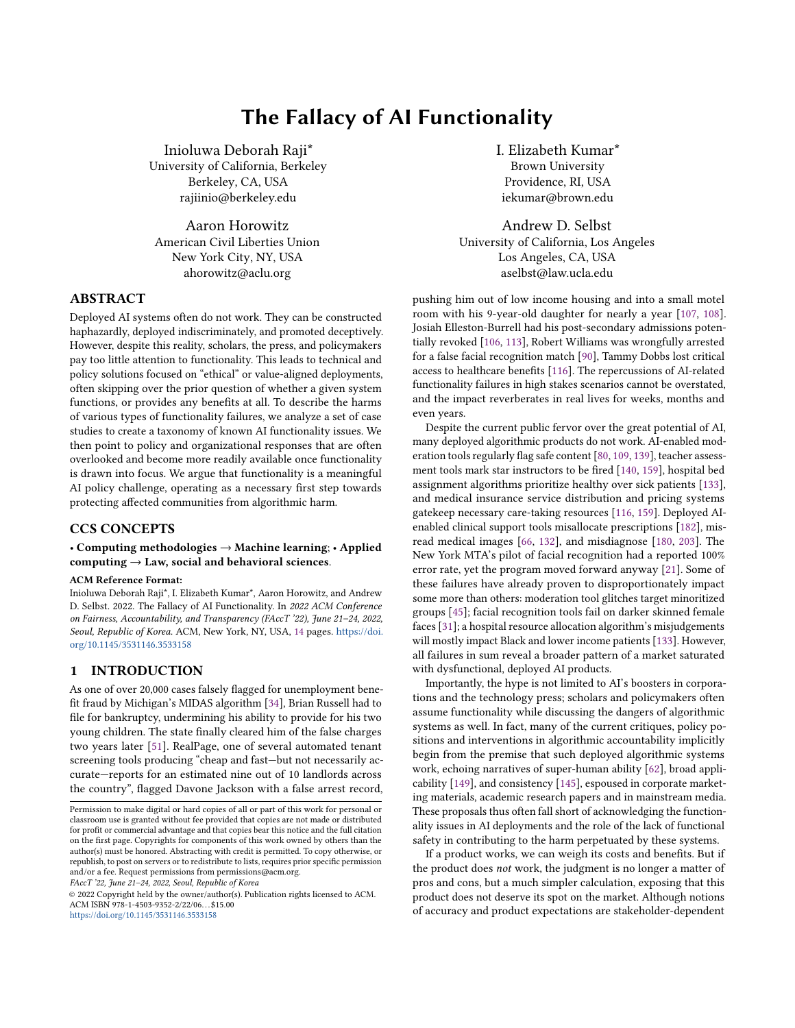# The Fallacy of AI Functionality

Inioluwa Deborah Raji*
University of California, Berkeley
Berkeley, CA, USA
rajiinio@berkeley.edu

I. Elizabeth Kumar*
Brown University
Providence, RI, USA
iekumar@brown.edu

Aaron Horowitz
American Civil Liberties Union
New York City, NY, USA
ahorowitz@aclu.org

Andrew D. Selbst
University of California, Los Angeles
Los Angeles, CA, USA
aselbst@law.ucla.edu

## ABSTRACT

Deployed AI systems often do not work. They can be constructed haphazardly, deployed indiscriminately, and promoted deceptively. However, despite this reality, scholars, the press, and policymakers pay too little attention to functionality. This leads to technical and policy solutions focused on "ethical" or value-aligned deployments, often skipping over the prior question of whether a given system functions, or provides any benefits at all. To describe the harms of various types of functionality failures, we analyze a set of case studies to create a taxonomy of known AI functionality issues. We then point to policy and organizational responses that are often overlooked and become more readily available once functionality is drawn into focus. We argue that functionality is a meaningful AI policy challenge, operating as a necessary first step towards protecting affected communities from algorithmic harm.

## CCS CONCEPTS

• **Computing methodologies → Machine learning**; • **Applied computing → Law, social and behavioral sciences**.

**ACM Reference Format:**
Inioluwa Deborah Raji*, I. Elizabeth Kumar*, Aaron Horowitz, and Andrew D. Selbst. 2022. The Fallacy of AI Functionality. In *2022 ACM Conference on Fairness, Accountability, and Transparency (FAccT '22), June 21–24, 2022, Seoul, Republic of Korea*. ACM, New York, NY, USA, 14 pages. https://doi.org/10.1145/3531146.3533158

## 1 INTRODUCTION

As one of over 20,000 cases falsely flagged for unemployment benefit fraud by Michigan's MIDAS algorithm [34], Brian Russell had to file for bankruptcy, undermining his ability to provide for his two young children. The state finally cleared him of the false charges two years later [51]. RealPage, one of several automated tenant screening tools producing "cheap and fast—but not necessarily accurate—reports for an estimated nine out of 10 landlords across the country", flagged Davone Jackson with a false arrest record, pushing him out of low income housing and into a small motel room with his 9-year-old daughter for nearly a year [107, 108]. Josiah Elleston-Burrell had his post-secondary admissions potentially revoked [106, 113], Robert Williams was wrongfully arrested for a false facial recognition match [90], Tammy Dobbs lost critical access to healthcare benefits [116]. The repercussions of AI-related functionality failures in high stakes scenarios cannot be overstated, and the impact reverberates in real lives for weeks, months and even years.

Despite the current public fervor over the great potential of AI, many deployed algorithmic products do not work. AI-enabled moderation tools regularly flag safe content [80, 109, 139], teacher assessment tools mark star instructors to be fired [140, 159], hospital bed assignment algorithms prioritize healthy over sick patients [133], and medical insurance service distribution and pricing systems gatekeep necessary care-taking resources [116, 159]. Deployed AI-enabled clinical support tools misallocate prescriptions [182], misread medical images [66, 132], and misdiagnose [180, 203]. The New York MTA's pilot of facial recognition had a reported 100% error rate, yet the program moved forward anyway [21]. Some of these failures have already proven to disproportionately impact some more than others: moderation tool glitches target minoritized groups [45]; facial recognition tools fail on darker skinned female faces [31]; a hospital resource allocation algorithm's misjudgements will mostly impact Black and lower income patients [133]. However, all failures in sum reveal a broader pattern of a market saturated with dysfunctional, deployed AI products.

Importantly, the hype is not limited to AI's boosters in corporations and the technology press; scholars and policymakers often assume functionality while discussing the dangers of algorithmic systems as well. In fact, many of the current critiques, policy positions and interventions in algorithmic accountability implicitly begin from the premise that such deployed algorithmic systems work, echoing narratives of super-human ability [62], broad applicability [149], and consistency [145], espoused in corporate marketing materials, academic research papers and in mainstream media. These proposals thus often fall short of acknowledging the functionality issues in AI deployments and the role of the lack of functional safety in contributing to the harm perpetuated by these systems.

If a product works, we can weigh its costs and benefits. But if the product does *not* work, the judgment is no longer a matter of pros and cons, but a much simpler calculation, exposing that this product does not deserve its spot on the market. Although notions of accuracy and product expectations are stakeholder-dependent

---

Permission to make digital or hard copies of all or part of this work for personal or classroom use is granted without fee provided that copies are not made or distributed for profit or commercial advantage and that copies bear this notice and the full citation on the first page. Copyrights for components of this work owned by others than the author(s) must be honored. Abstracting with credit is permitted. To copy otherwise, or republish, to post on servers or to redistribute to lists, requires prior specific permission and/or a fee. Request permissions from permissions@acm.org.
*FAccT '22, June 21–24, 2022, Seoul, Republic of Korea*
© 2022 Copyright held by the owner/author(s). Publication rights licensed to ACM.
ACM ISBN 978-1-4503-9352-2/22/06...$15.00
https://doi.org/10.1145/3531146.3533158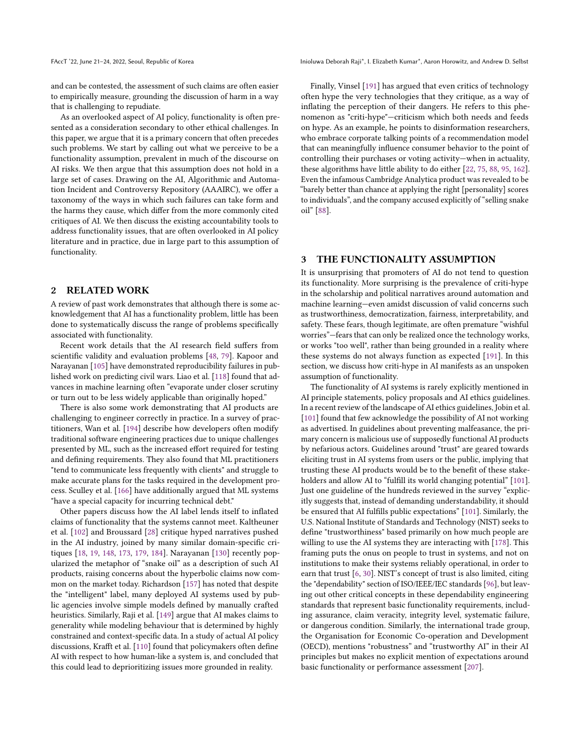and can be contested, the assessment of such claims are often easier to empirically measure, grounding the discussion of harm in a way that is challenging to repudiate.

As an overlooked aspect of AI policy, functionality is often presented as a consideration secondary to other ethical challenges. In this paper, we argue that it is a primary concern that often precedes such problems. We start by calling out what we perceive to be a functionality assumption, prevalent in much of the discourse on AI risks. We then argue that this assumption does not hold in a large set of cases. Drawing on the AI, Algorithmic and Automation Incident and Controversy Repository (AAAIRC), we offer a taxonomy of the ways in which such failures can take form and the harms they cause, which differ from the more commonly cited critiques of AI. We then discuss the existing accountability tools to address functionality issues, that are often overlooked in AI policy literature and in practice, due in large part to this assumption of functionality.

## 2 RELATED WORK

A review of past work demonstrates that although there is some acknowledgement that AI has a functionality problem, little has been done to systematically discuss the range of problems specifically associated with functionality.

Recent work details that the AI research field suffers from scientific validity and evaluation problems [48, 79]. Kapoor and Narayanan [105] have demonstrated reproducibility failures in published work on predicting civil wars. Liao et al. [118] found that advances in machine learning often "evaporate under closer scrutiny or turn out to be less widely applicable than originally hoped."

There is also some work demonstrating that AI products are challenging to engineer correctly in practice. In a survey of practitioners, Wan et al. [194] describe how developers often modify traditional software engineering practices due to unique challenges presented by ML, such as the increased effort required for testing and defining requirements. They also found that ML practitioners "tend to communicate less frequently with clients" and struggle to make accurate plans for the tasks required in the development process. Sculley et al. [166] have additionally argued that ML systems "have a special capacity for incurring technical debt."

Other papers discuss how the AI label lends itself to inflated claims of functionality that the systems cannot meet. Kaltheuner et al. [102] and Broussard [28] critique hyped narratives pushed in the AI industry, joined by many similar domain-specific critiques [18, 19, 148, 173, 179, 184]. Narayanan [130] recently popularized the metaphor of "snake oil" as a description of such AI products, raising concerns about the hyperbolic claims now common on the market today. Richardson [157] has noted that despite the "intelligent" label, many deployed AI systems used by public agencies involve simple models defined by manually crafted heuristics. Similarly, Raji et al. [149] argue that AI makes claims to generality while modeling behaviour that is determined by highly constrained and context-specific data. In a study of actual AI policy discussions, Krafft et al. [110] found that policymakers often define AI with respect to how human-like a system is, and concluded that this could lead to deprioritizing issues more grounded in reality.

Finally, Vinsel [191] has argued that even critics of technology often hype the very technologies that they critique, as a way of inflating the perception of their dangers. He refers to this phenomenon as "criti-hype"—criticism which both needs and feeds on hype. As an example, he points to disinformation researchers, who embrace corporate talking points of a recommendation model that can meaningfully influence consumer behavior to the point of controlling their purchases or voting activity—when in actuality, these algorithms have little ability to do either [22, 75, 88, 95, 162]. Even the infamous Cambridge Analytica product was revealed to be "barely better than chance at applying the right [personality] scores to individuals", and the company accused explicitly of "selling snake oil" [88].

## 3 THE FUNCTIONALITY ASSUMPTION

It is unsurprising that promoters of AI do not tend to question its functionality. More surprising is the prevalence of criti-hype in the scholarship and political narratives around automation and machine learning—even amidst discussion of valid concerns such as trustworthiness, democratization, fairness, interpretability, and safety. These fears, though legitimate, are often premature "wishful worries"—fears that can only be realized once the technology works, or works "too well", rather than being grounded in a reality where these systems do not always function as expected [191]. In this section, we discuss how criti-hype in AI manifests as an unspoken assumption of functionality.

The functionality of AI systems is rarely explicitly mentioned in AI principle statements, policy proposals and AI ethics guidelines. In a recent review of the landscape of AI ethics guidelines, Jobin et al. [101] found that few acknowledge the possibility of AI not working as advertised. In guidelines about preventing malfeasance, the primary concern is malicious use of supposedly functional AI products by nefarious actors. Guidelines around "trust" are geared towards eliciting trust in AI systems from users or the public, implying that trusting these AI products would be to the benefit of these stakeholders and allow AI to "fulfill its world changing potential" [101]. Just one guideline of the hundreds reviewed in the survey "explicitly suggests that, instead of demanding understandability, it should be ensured that AI fulfills public expectations" [101]. Similarly, the U.S. National Institute of Standards and Technology (NIST) seeks to define "trustworthiness" based primarily on how much people are willing to use the AI systems they are interacting with [178]. This framing puts the onus on people to trust in systems, and not on institutions to make their systems reliably operational, in order to earn that trust [6, 30]. NIST's concept of trust is also limited, citing the "dependability" section of ISO/IEEE/IEC standards [96], but leaving out other critical concepts in these dependability engineering standards that represent basic functionality requirements, including assurance, claim veracity, integrity level, systematic failure, or dangerous condition. Similarly, the international trade group, the Organisation for Economic Co-operation and Development (OECD), mentions "robustness" and "trustworthy AI" in their AI principles but makes no explicit mention of expectations around basic functionality or performance assessment [207].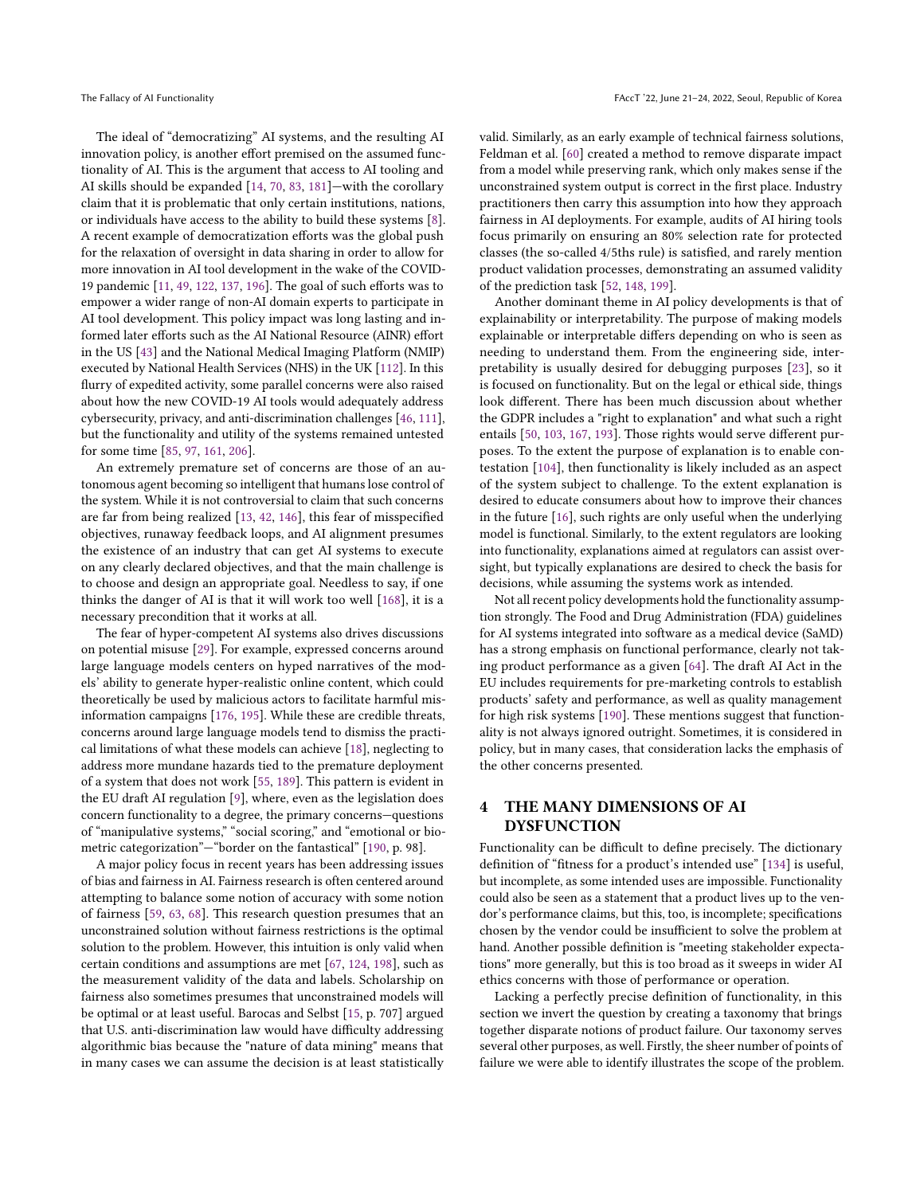The ideal of "democratizing" AI systems, and the resulting AI innovation policy, is another effort premised on the assumed functionality of AI. This is the argument that access to AI tooling and AI skills should be expanded [14, 70, 83, 181]—with the corollary claim that it is problematic that only certain institutions, nations, or individuals have access to the ability to build these systems [8]. A recent example of democratization efforts was the global push for the relaxation of oversight in data sharing in order to allow for more innovation in AI tool development in the wake of the COVID-19 pandemic [11, 49, 122, 137, 196]. The goal of such efforts was to empower a wider range of non-AI domain experts to participate in AI tool development. This policy impact was long lasting and informed later efforts such as the AI National Resource (AINR) effort in the US [43] and the National Medical Imaging Platform (NMIP) executed by National Health Services (NHS) in the UK [112]. In this flurry of expedited activity, some parallel concerns were also raised about how the new COVID-19 AI tools would adequately address cybersecurity, privacy, and anti-discrimination challenges [46, 111], but the functionality and utility of the systems remained untested for some time [85, 97, 161, 206].

An extremely premature set of concerns are those of an autonomous agent becoming so intelligent that humans lose control of the system. While it is not controversial to claim that such concerns are far from being realized [13, 42, 146], this fear of misspecified objectives, runaway feedback loops, and AI alignment presumes the existence of an industry that can get AI systems to execute on any clearly declared objectives, and that the main challenge is to choose and design an appropriate goal. Needless to say, if one thinks the danger of AI is that it will work too well [168], it is a necessary precondition that it works at all.

The fear of hyper-competent AI systems also drives discussions on potential misuse [29]. For example, expressed concerns around large language models centers on hyped narratives of the models' ability to generate hyper-realistic online content, which could theoretically be used by malicious actors to facilitate harmful misinformation campaigns [176, 195]. While these are credible threats, concerns around large language models tend to dismiss the practical limitations of what these models can achieve [18], neglecting to address more mundane hazards tied to the premature deployment of a system that does not work [55, 189]. This pattern is evident in the EU draft AI regulation [9], where, even as the legislation does concern functionality to a degree, the primary concerns—questions of "manipulative systems," "social scoring," and "emotional or biometric categorization"—"border on the fantastical" [190, p. 98].

A major policy focus in recent years has been addressing issues of bias and fairness in AI. Fairness research is often centered around attempting to balance some notion of accuracy with some notion of fairness [59, 63, 68]. This research question presumes that an unconstrained solution without fairness restrictions is the optimal solution to the problem. However, this intuition is only valid when certain conditions and assumptions are met [67, 124, 198], such as the measurement validity of the data and labels. Scholarship on fairness also sometimes presumes that unconstrained models will be optimal or at least useful. Barocas and Selbst [15, p. 707] argued that U.S. anti-discrimination law would have difficulty addressing algorithmic bias because the "nature of data mining" means that in many cases we can assume the decision is at least statistically valid. Similarly, as an early example of technical fairness solutions, Feldman et al. [60] created a method to remove disparate impact from a model while preserving rank, which only makes sense if the unconstrained system output is correct in the first place. Industry practitioners then carry this assumption into how they approach fairness in AI deployments. For example, audits of AI hiring tools focus primarily on ensuring an 80% selection rate for protected classes (the so-called 4/5ths rule) is satisfied, and rarely mention product validation processes, demonstrating an assumed validity of the prediction task [52, 148, 199].

Another dominant theme in AI policy developments is that of explainability or interpretability. The purpose of making models explainable or interpretable differs depending on who is seen as needing to understand them. From the engineering side, interpretability is usually desired for debugging purposes [23], so it is focused on functionality. But on the legal or ethical side, things look different. There has been much discussion about whether the GDPR includes a "right to explanation" and what such a right entails [50, 103, 167, 193]. Those rights would serve different purposes. To the extent the purpose of explanation is to enable contestation [104], then functionality is likely included as an aspect of the system subject to challenge. To the extent explanation is desired to educate consumers about how to improve their chances in the future [16], such rights are only useful when the underlying model is functional. Similarly, to the extent regulators are looking into functionality, explanations aimed at regulators can assist oversight, but typically explanations are desired to check the basis for decisions, while assuming the systems work as intended.

Not all recent policy developments hold the functionality assumption strongly. The Food and Drug Administration (FDA) guidelines for AI systems integrated into software as a medical device (SaMD) has a strong emphasis on functional performance, clearly not taking product performance as a given [64]. The draft AI Act in the EU includes requirements for pre-marketing controls to establish products' safety and performance, as well as quality management for high risk systems [190]. These mentions suggest that functionality is not always ignored outright. Sometimes, it is considered in policy, but in many cases, that consideration lacks the emphasis of the other concerns presented.

## 4 THE MANY DIMENSIONS OF AI DYSFUNCTION

Functionality can be difficult to define precisely. The dictionary definition of "fitness for a product's intended use" [134] is useful, but incomplete, as some intended uses are impossible. Functionality could also be seen as a statement that a product lives up to the vendor's performance claims, but this, too, is incomplete; specifications chosen by the vendor could be insufficient to solve the problem at hand. Another possible definition is "meeting stakeholder expectations" more generally, but this is too broad as it sweeps in wider AI ethics concerns with those of performance or operation.

Lacking a perfectly precise definition of functionality, in this section we invert the question by creating a taxonomy that brings together disparate notions of product failure. Our taxonomy serves several other purposes, as well. Firstly, the sheer number of points of failure we were able to identify illustrates the scope of the problem.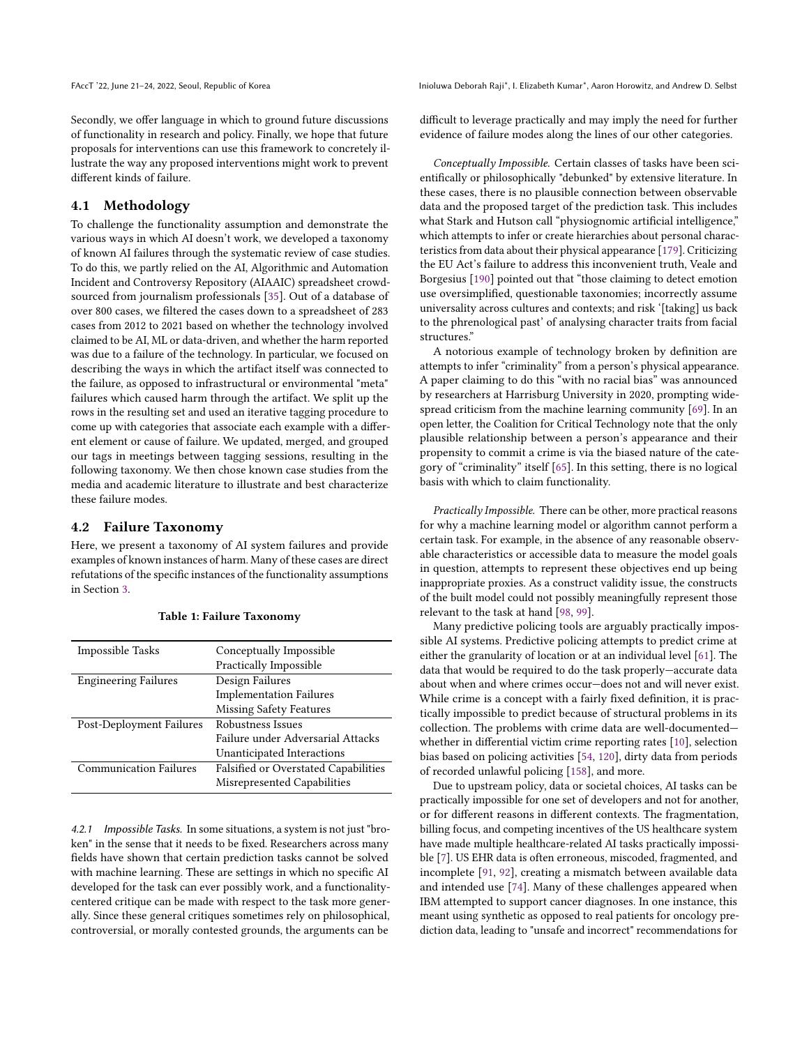Secondly, we offer language in which to ground future discussions of functionality in research and policy. Finally, we hope that future proposals for interventions can use this framework to concretely illustrate the way any proposed interventions might work to prevent different kinds of failure.

## 4.1 Methodology

To challenge the functionality assumption and demonstrate the various ways in which AI doesn't work, we developed a taxonomy of known AI failures through the systematic review of case studies. To do this, we partly relied on the AI, Algorithmic and Automation Incident and Controversy Repository (AIAAIC) spreadsheet crowdsourced from journalism professionals [35]. Out of a database of over 800 cases, we filtered the cases down to a spreadsheet of 283 cases from 2012 to 2021 based on whether the technology involved claimed to be AI, ML or data-driven, and whether the harm reported was due to a failure of the technology. In particular, we focused on describing the ways in which the artifact itself was connected to the failure, as opposed to infrastructural or environmental "meta" failures which caused harm through the artifact. We split up the rows in the resulting set and used an iterative tagging procedure to come up with categories that associate each example with a different element or cause of failure. We updated, merged, and grouped our tags in meetings between tagging sessions, resulting in the following taxonomy. We then chose known case studies from the media and academic literature to illustrate and best characterize these failure modes.

## 4.2 Failure Taxonomy

Here, we present a taxonomy of AI system failures and provide examples of known instances of harm. Many of these cases are direct refutations of the specific instances of the functionality assumptions in Section 3.

**Table 1: Failure Taxonomy**

| | |
|---|---|
| Impossible Tasks | Conceptually Impossible |
| | Practically Impossible |
| Engineering Failures | Design Failures |
| | Implementation Failures |
| | Missing Safety Features |
| Post-Deployment Failures | Robustness Issues |
| | Failure under Adversarial Attacks |
| | Unanticipated Interactions |
| Communication Failures | Falsified or Overstated Capabilities |
| | Misrepresented Capabilities |

### 4.2.1 Impossible Tasks.

In some situations, a system is not just "broken" in the sense that it needs to be fixed. Researchers across many fields have shown that certain prediction tasks cannot be solved with machine learning. These are settings in which no specific AI developed for the task can ever possibly work, and a functionality-centered critique can be made with respect to the task more generally. Since these general critiques sometimes rely on philosophical, controversial, or morally contested grounds, the arguments can be difficult to leverage practically and may imply the need for further evidence of failure modes along the lines of our other categories.

*Conceptually Impossible.* Certain classes of tasks have been scientifically or philosophically "debunked" by extensive literature. In these cases, there is no plausible connection between observable data and the proposed target of the prediction task. This includes what Stark and Hutson call "physiognomic artificial intelligence," which attempts to infer or create hierarchies about personal characteristics from data about their physical appearance [179]. Criticizing the EU Act's failure to address this inconvenient truth, Veale and Borgesius [190] pointed out that "those claiming to detect emotion use oversimplified, questionable taxonomies; incorrectly assume universality across cultures and contexts; and risk '[taking] us back to the phrenological past' of analysing character traits from facial structures."

A notorious example of technology broken by definition are attempts to infer "criminality" from a person's physical appearance. A paper claiming to do this "with no racial bias" was announced by researchers at Harrisburg University in 2020, prompting widespread criticism from the machine learning community [69]. In an open letter, the Coalition for Critical Technology note that the only plausible relationship between a person's appearance and their propensity to commit a crime is via the biased nature of the category of "criminality" itself [65]. In this setting, there is no logical basis with which to claim functionality.

*Practically Impossible.* There can be other, more practical reasons for why a machine learning model or algorithm cannot perform a certain task. For example, in the absence of any reasonable observable characteristics or accessible data to measure the model goals in question, attempts to represent these objectives end up being inappropriate proxies. As a construct validity issue, the constructs of the built model could not possibly meaningfully represent those relevant to the task at hand [98, 99].

Many predictive policing tools are arguably practically impossible AI systems. Predictive policing attempts to predict crime at either the granularity of location or at an individual level [61]. The data that would be required to do the task properly—accurate data about when and where crimes occur—does not and will never exist. While crime is a concept with a fairly fixed definition, it is practically impossible to predict because of structural problems in its collection. The problems with crime data are well-documented—whether in differential victim crime reporting rates [10], selection bias based on policing activities [54, 120], dirty data from periods of recorded unlawful policing [158], and more.

Due to upstream policy, data or societal choices, AI tasks can be practically impossible for one set of developers and not for another, or for different reasons in different contexts. The fragmentation, billing focus, and competing incentives of the US healthcare system have made multiple healthcare-related AI tasks practically impossible [7]. US EHR data is often erroneous, miscoded, fragmented, and incomplete [91, 92], creating a mismatch between available data and intended use [74]. Many of these challenges appeared when IBM attempted to support cancer diagnoses. In one instance, this meant using synthetic as opposed to real patients for oncology prediction data, leading to "unsafe and incorrect" recommendations for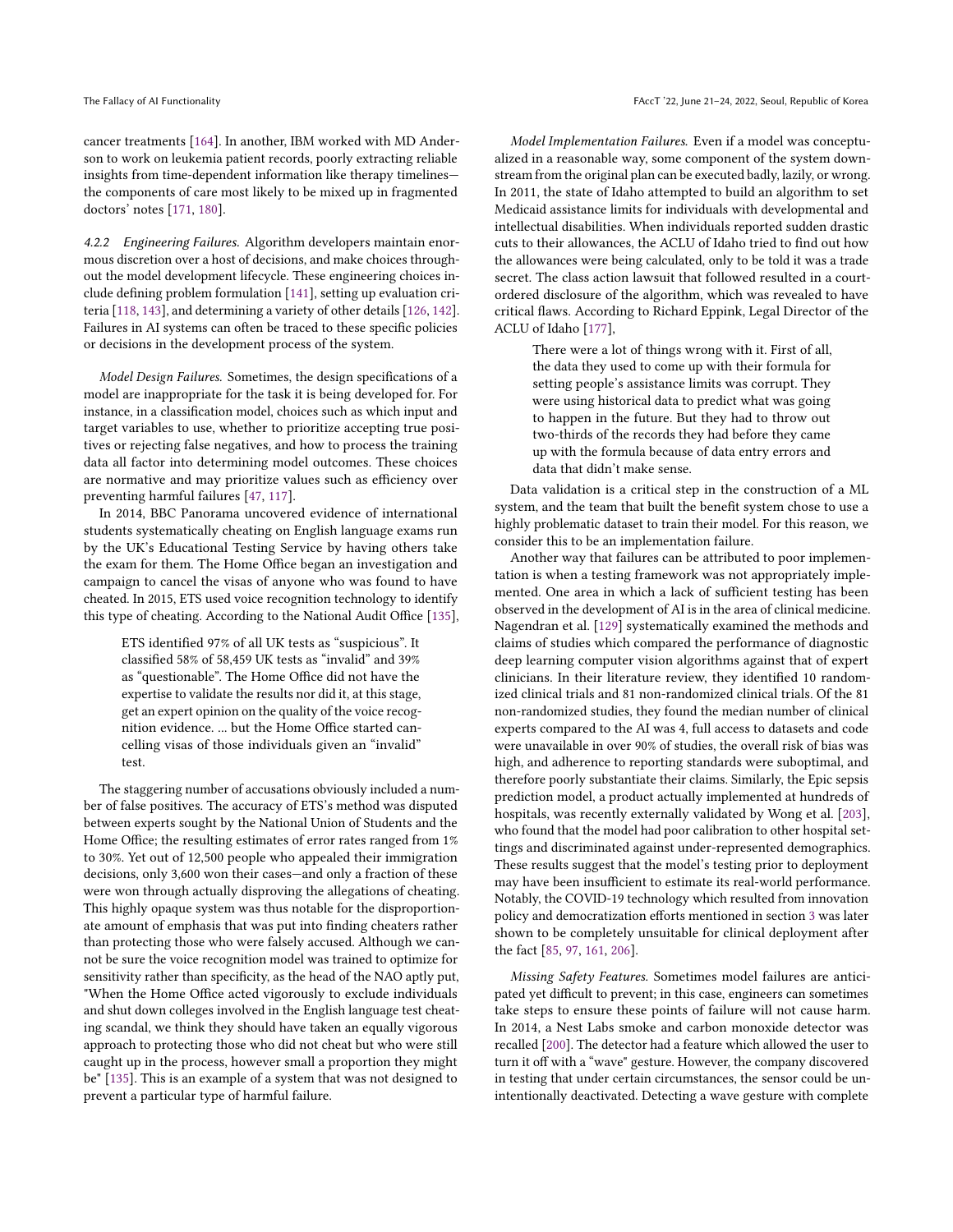cancer treatments [164]. In another, IBM worked with MD Anderson to work on leukemia patient records, poorly extracting reliable insights from time-dependent information like therapy timelines—the components of care most likely to be mixed up in fragmented doctors' notes [171, 180].

#### 4.2.2 Engineering Failures.

Algorithm developers maintain enormous discretion over a host of decisions, and make choices throughout the model development lifecycle. These engineering choices include defining problem formulation [141], setting up evaluation criteria [118, 143], and determining a variety of other details [126, 142]. Failures in AI systems can often be traced to these specific policies or decisions in the development process of the system.

*Model Design Failures.* Sometimes, the design specifications of a model are inappropriate for the task it is being developed for. For instance, in a classification model, choices such as which input and target variables to use, whether to prioritize accepting true positives or rejecting false negatives, and how to process the training data all factor into determining model outcomes. These choices are normative and may prioritize values such as efficiency over preventing harmful failures [47, 117].

In 2014, BBC Panorama uncovered evidence of international students systematically cheating on English language exams run by the UK's Educational Testing Service by having others take the exam for them. The Home Office began an investigation and campaign to cancel the visas of anyone who was found to have cheated. In 2015, ETS used voice recognition technology to identify this type of cheating. According to the National Audit Office [135],

> ETS identified 97% of all UK tests as "suspicious". It classified 58% of 58,459 UK tests as "invalid" and 39% as "questionable". The Home Office did not have the expertise to validate the results nor did it, at this stage, get an expert opinion on the quality of the voice recognition evidence. ... but the Home Office started cancelling visas of those individuals given an "invalid" test.

The staggering number of accusations obviously included a number of false positives. The accuracy of ETS's method was disputed between experts sought by the National Union of Students and the Home Office; the resulting estimates of error rates ranged from 1% to 30%. Yet out of 12,500 people who appealed their immigration decisions, only 3,600 won their cases—and only a fraction of these were won through actually disproving the allegations of cheating. This highly opaque system was thus notable for the disproportionate amount of emphasis that was put into finding cheaters rather than protecting those who were falsely accused. Although we cannot be sure the voice recognition model was trained to optimize for sensitivity rather than specificity, as the head of the NAO aptly put, "When the Home Office acted vigorously to exclude individuals and shut down colleges involved in the English language test cheating scandal, we think they should have taken an equally vigorous approach to protecting those who did not cheat but who were still caught up in the process, however small a proportion they might be" [135]. This is an example of a system that was not designed to prevent a particular type of harmful failure.

*Model Implementation Failures.* Even if a model was conceptualized in a reasonable way, some component of the system downstream from the original plan can be executed badly, lazily, or wrong. In 2011, the state of Idaho attempted to build an algorithm to set Medicaid assistance limits for individuals with developmental and intellectual disabilities. When individuals reported sudden drastic cuts to their allowances, the ACLU of Idaho tried to find out how the allowances were being calculated, only to be told it was a trade secret. The class action lawsuit that followed resulted in a court-ordered disclosure of the algorithm, which was revealed to have critical flaws. According to Richard Eppink, Legal Director of the ACLU of Idaho [177],

> There were a lot of things wrong with it. First of all, the data they used to come up with their formula for setting people's assistance limits was corrupt. They were using historical data to predict what was going to happen in the future. But they had to throw out two-thirds of the records they had before they came up with the formula because of data entry errors and data that didn't make sense.

Data validation is a critical step in the construction of a ML system, and the team that built the benefit system chose to use a highly problematic dataset to train their model. For this reason, we consider this to be an implementation failure.

Another way that failures can be attributed to poor implementation is when a testing framework was not appropriately implemented. One area in which a lack of sufficient testing has been observed in the development of AI is in the area of clinical medicine. Nagendran et al. [129] systematically examined the methods and claims of studies which compared the performance of diagnostic deep learning computer vision algorithms against that of expert clinicians. In their literature review, they identified 10 randomized clinical trials and 81 non-randomized clinical trials. Of the 81 non-randomized studies, they found the median number of clinical experts compared to the AI was 4, full access to datasets and code were unavailable in over 90% of studies, the overall risk of bias was high, and adherence to reporting standards were suboptimal, and therefore poorly substantiate their claims. Similarly, the Epic sepsis prediction model, a product actually implemented at hundreds of hospitals, was recently externally validated by Wong et al. [203], who found that the model had poor calibration to other hospital settings and discriminated against under-represented demographics. These results suggest that the model's testing prior to deployment may have been insufficient to estimate its real-world performance. Notably, the COVID-19 technology which resulted from innovation policy and democratization efforts mentioned in section 3 was later shown to be completely unsuitable for clinical deployment after the fact [85, 97, 161, 206].

*Missing Safety Features.* Sometimes model failures are anticipated yet difficult to prevent; in this case, engineers can sometimes take steps to ensure these points of failure will not cause harm. In 2014, a Nest Labs smoke and carbon monoxide detector was recalled [200]. The detector had a feature which allowed the user to turn it off with a "wave" gesture. However, the company discovered in testing that under certain circumstances, the sensor could be unintentionally deactivated. Detecting a wave gesture with complete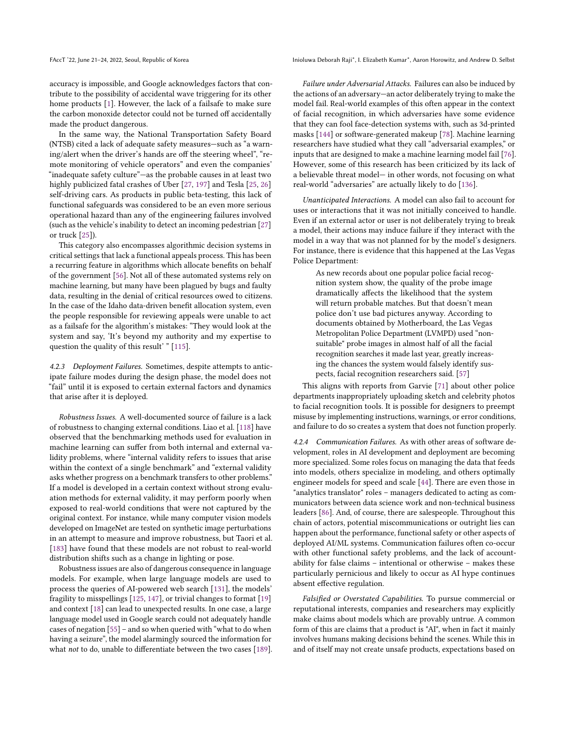accuracy is impossible, and Google acknowledges factors that contribute to the possibility of accidental wave triggering for its other home products [1]. However, the lack of a failsafe to make sure the carbon monoxide detector could not be turned off accidentally made the product dangerous.

In the same way, the National Transportation Safety Board (NTSB) cited a lack of adequate safety measures—such as "a warning/alert when the driver's hands are off the steering wheel", "remote monitoring of vehicle operators" and even the companies' "inadequate safety culture"—as the probable causes in at least two highly publicized fatal crashes of Uber [27, 197] and Tesla [25, 26] self-driving cars. As products in public beta-testing, this lack of functional safeguards was considered to be an even more serious operational hazard than any of the engineering failures involved (such as the vehicle's inability to detect an incoming pedestrian [27] or truck [25]).

This category also encompasses algorithmic decision systems in critical settings that lack a functional appeals process. This has been a recurring feature in algorithms which allocate benefits on behalf of the government [56]. Not all of these automated systems rely on machine learning, but many have been plagued by bugs and faulty data, resulting in the denial of critical resources owed to citizens. In the case of the Idaho data-driven benefit allocation system, even the people responsible for reviewing appeals were unable to act as a failsafe for the algorithm's mistakes: "They would look at the system and say, 'It's beyond my authority and my expertise to question the quality of this result' " [115].

#### 4.2.3 Deployment Failures.

Sometimes, despite attempts to anticipate failure modes during the design phase, the model does not "fail" until it is exposed to certain external factors and dynamics that arise after it is deployed.

*Robustness Issues.* A well-documented source of failure is a lack of robustness to changing external conditions. Liao et al. [118] have observed that the benchmarking methods used for evaluation in machine learning can suffer from both internal and external validity problems, where "internal validity refers to issues that arise within the context of a single benchmark" and "external validity asks whether progress on a benchmark transfers to other problems." If a model is developed in a certain context without strong evaluation methods for external validity, it may perform poorly when exposed to real-world conditions that were not captured by the original context. For instance, while many computer vision models developed on ImageNet are tested on synthetic image perturbations in an attempt to measure and improve robustness, but Taori et al. [183] have found that these models are not robust to real-world distribution shifts such as a change in lighting or pose.

Robustness issues are also of dangerous consequence in language models. For example, when large language models are used to process the queries of AI-powered web search [131], the models' fragility to misspellings [125, 147], or trivial changes to format [19] and context [18] can lead to unexpected results. In one case, a large language model used in Google search could not adequately handle cases of negation [55] – and so when queried with "what to do when having a seizure", the model alarmingly sourced the information for what *not* to do, unable to differentiate between the two cases [189].

*Failure under Adversarial Attacks.* Failures can also be induced by the actions of an adversary—an actor deliberately trying to make the model fail. Real-world examples of this often appear in the context of facial recognition, in which adversaries have some evidence that they can fool face-detection systems with, such as 3d-printed masks [144] or software-generated makeup [78]. Machine learning researchers have studied what they call "adversarial examples," or inputs that are designed to make a machine learning model fail [76]. However, some of this research has been criticized by its lack of a believable threat model— in other words, not focusing on what real-world "adversaries" are actually likely to do [136].

*Unanticipated Interactions.* A model can also fail to account for uses or interactions that it was not initially conceived to handle. Even if an external actor or user is not deliberately trying to break a model, their actions may induce failure if they interact with the model in a way that was not planned for by the model's designers. For instance, there is evidence that this happened at the Las Vegas Police Department:

> As new records about one popular police facial recognition system show, the quality of the probe image dramatically affects the likelihood that the system will return probable matches. But that doesn't mean police don't use bad pictures anyway. According to documents obtained by Motherboard, the Las Vegas Metropolitan Police Department (LVMPD) used "non-suitable" probe images in almost half of all the facial recognition searches it made last year, greatly increasing the chances the system would falsely identify suspects, facial recognition researchers said. [57]

This aligns with reports from Garvie [71] about other police departments inappropriately uploading sketch and celebrity photos to facial recognition tools. It is possible for designers to preempt misuse by implementing instructions, warnings, or error conditions, and failure to do so creates a system that does not function properly.

#### 4.2.4 Communication Failures.

As with other areas of software development, roles in AI development and deployment are becoming more specialized. Some roles focus on managing the data that feeds into models, others specialize in modeling, and others optimally engineer models for speed and scale [44]. There are even those in "analytics translator" roles – managers dedicated to acting as communicators between data science work and non-technical business leaders [86]. And, of course, there are salespeople. Throughout this chain of actors, potential miscommunications or outright lies can happen about the performance, functional safety or other aspects of deployed AI/ML systems. Communication failures often co-occur with other functional safety problems, and the lack of accountability for false claims – intentional or otherwise – makes these particularly pernicious and likely to occur as AI hype continues absent effective regulation.

*Falsified or Overstated Capabilities.* To pursue commercial or reputational interests, companies and researchers may explicitly make claims about models which are provably untrue. A common form of this are claims that a product is "AI", when in fact it mainly involves humans making decisions behind the scenes. While this in and of itself may not create unsafe products, expectations based on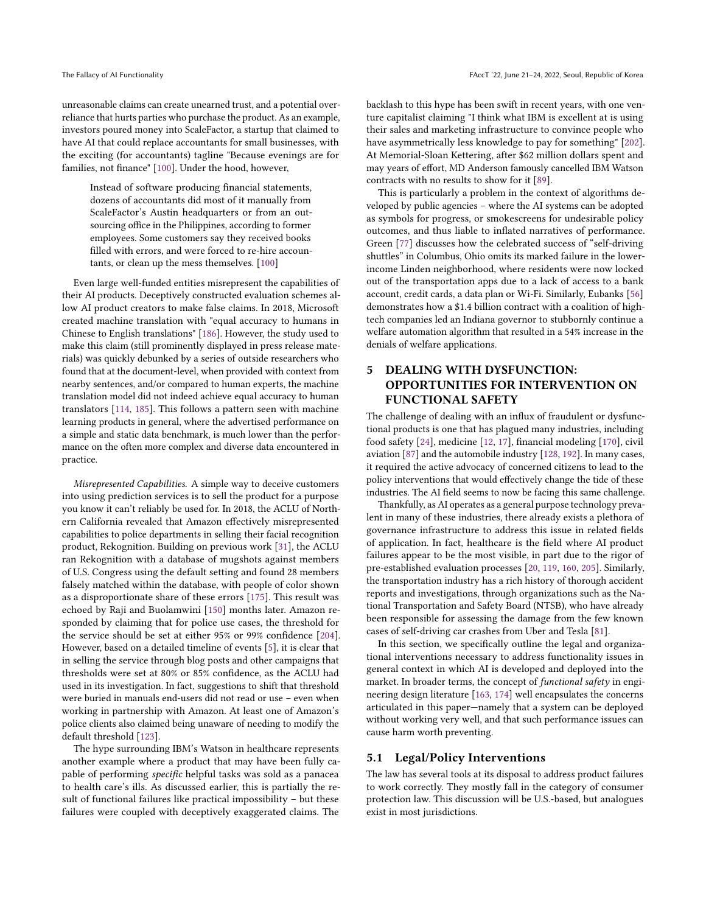unreasonable claims can create unearned trust, and a potential overreliance that hurts parties who purchase the product. As an example, investors poured money into ScaleFactor, a startup that claimed to have AI that could replace accountants for small businesses, with the exciting (for accountants) tagline "Because evenings are for families, not finance" [100]. Under the hood, however,

> Instead of software producing financial statements, dozens of accountants did most of it manually from ScaleFactor's Austin headquarters or from an outsourcing office in the Philippines, according to former employees. Some customers say they received books filled with errors, and were forced to re-hire accountants, or clean up the mess themselves. [100]

Even large well-funded entities misrepresent the capabilities of their AI products. Deceptively constructed evaluation schemes allow AI product creators to make false claims. In 2018, Microsoft created machine translation with "equal accuracy to humans in Chinese to English translations" [186]. However, the study used to make this claim (still prominently displayed in press release materials) was quickly debunked by a series of outside researchers who found that at the document-level, when provided with context from nearby sentences, and/or compared to human experts, the machine translation model did not indeed achieve equal accuracy to human translators [114, 185]. This follows a pattern seen with machine learning products in general, where the advertised performance on a simple and static data benchmark, is much lower than the performance on the often more complex and diverse data encountered in practice.

*Misrepresented Capabilities.* A simple way to deceive customers into using prediction services is to sell the product for a purpose you know it can't reliably be used for. In 2018, the ACLU of Northern California revealed that Amazon effectively misrepresented capabilities to police departments in selling their facial recognition product, Rekognition. Building on previous work [31], the ACLU ran Rekognition with a database of mugshots against members of U.S. Congress using the default setting and found 28 members falsely matched within the database, with people of color shown as a disproportionate share of these errors [175]. This result was echoed by Raji and Buolamwini [150] months later. Amazon responded by claiming that for police use cases, the threshold for the service should be set at either 95% or 99% confidence [204]. However, based on a detailed timeline of events [5], it is clear that in selling the service through blog posts and other campaigns that thresholds were set at 80% or 85% confidence, as the ACLU had used in its investigation. In fact, suggestions to shift that threshold were buried in manuals end-users did not read or use – even when working in partnership with Amazon. At least one of Amazon's police clients also claimed being unaware of needing to modify the default threshold [123].

The hype surrounding IBM's Watson in healthcare represents another example where a product that may have been fully capable of performing *specific* helpful tasks was sold as a panacea to health care's ills. As discussed earlier, this is partially the result of functional failures like practical impossibility – but these failures were coupled with deceptively exaggerated claims. The backlash to this hype has been swift in recent years, with one venture capitalist claiming "I think what IBM is excellent at is using their sales and marketing infrastructure to convince people who have asymmetrically less knowledge to pay for something" [202]. At Memorial-Sloan Kettering, after $62 million dollars spent and may years of effort, MD Anderson famously cancelled IBM Watson contracts with no results to show for it [89].

This is particularly a problem in the context of algorithms developed by public agencies – where the AI systems can be adopted as symbols for progress, or smokescreens for undesirable policy outcomes, and thus liable to inflated narratives of performance. Green [77] discusses how the celebrated success of "self-driving shuttles" in Columbus, Ohio omits its marked failure in the lower-income Linden neighborhood, where residents were now locked out of the transportation apps due to a lack of access to a bank account, credit cards, a data plan or Wi-Fi. Similarly, Eubanks [56] demonstrates how a $1.4 billion contract with a coalition of high-tech companies led an Indiana governor to stubbornly continue a welfare automation algorithm that resulted in a 54% increase in the denials of welfare applications.

## 5 DEALING WITH DYSFUNCTION: OPPORTUNITIES FOR INTERVENTION ON FUNCTIONAL SAFETY

The challenge of dealing with an influx of fraudulent or dysfunctional products is one that has plagued many industries, including food safety [24], medicine [12, 17], financial modeling [170], civil aviation [87] and the automobile industry [128, 192]. In many cases, it required the active advocacy of concerned citizens to lead to the policy interventions that would effectively change the tide of these industries. The AI field seems to now be facing this same challenge.

Thankfully, as AI operates as a general purpose technology prevalent in many of these industries, there already exists a plethora of governance infrastructure to address this issue in related fields of application. In fact, healthcare is the field where AI product failures appear to be the most visible, in part due to the rigor of pre-established evaluation processes [20, 119, 160, 205]. Similarly, the transportation industry has a rich history of thorough accident reports and investigations, through organizations such as the National Transportation and Safety Board (NTSB), who have already been responsible for assessing the damage from the few known cases of self-driving car crashes from Uber and Tesla [81].

In this section, we specifically outline the legal and organizational interventions necessary to address functionality issues in general context in which AI is developed and deployed into the market. In broader terms, the concept of *functional safety* in engineering design literature [163, 174] well encapsulates the concerns articulated in this paper—namely that a system can be deployed without working very well, and that such performance issues can cause harm worth preventing.

### 5.1 Legal/Policy Interventions

The law has several tools at its disposal to address product failures to work correctly. They mostly fall in the category of consumer protection law. This discussion will be U.S.-based, but analogues exist in most jurisdictions.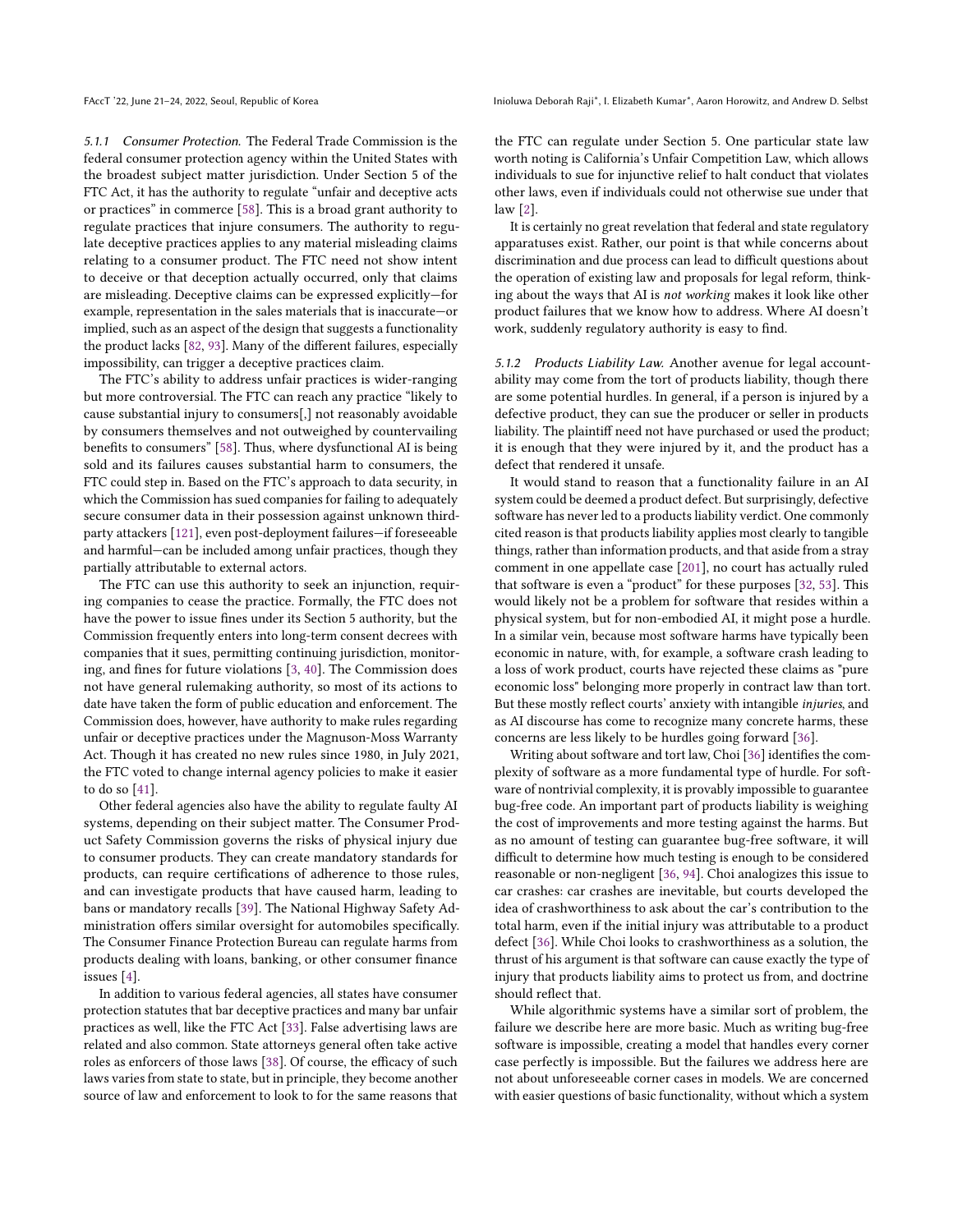#### 5.1.1 Consumer Protection.

The Federal Trade Commission is the federal consumer protection agency within the United States with the broadest subject matter jurisdiction. Under Section 5 of the FTC Act, it has the authority to regulate "unfair and deceptive acts or practices" in commerce [58]. This is a broad grant authority to regulate practices that injure consumers. The authority to regulate deceptive practices applies to any material misleading claims relating to a consumer product. The FTC need not show intent to deceive or that deception actually occurred, only that claims are misleading. Deceptive claims can be expressed explicitly—for example, representation in the sales materials that is inaccurate—or implied, such as an aspect of the design that suggests a functionality the product lacks [82, 93]. Many of the different failures, especially impossibility, can trigger a deceptive practices claim.

The FTC's ability to address unfair practices is wider-ranging but more controversial. The FTC can reach any practice "likely to cause substantial injury to consumers[,] not reasonably avoidable by consumers themselves and not outweighed by countervailing benefits to consumers" [58]. Thus, where dysfunctional AI is being sold and its failures causes substantial harm to consumers, the FTC could step in. Based on the FTC's approach to data security, in which the Commission has sued companies for failing to adequately secure consumer data in their possession against unknown third-party attackers [121], even post-deployment failures—if foreseeable and harmful—can be included among unfair practices, though they partially attributable to external actors.

The FTC can use this authority to seek an injunction, requiring companies to cease the practice. Formally, the FTC does not have the power to issue fines under its Section 5 authority, but the Commission frequently enters into long-term consent decrees with companies that it sues, permitting continuing jurisdiction, monitoring, and fines for future violations [3, 40]. The Commission does not have general rulemaking authority, so most of its actions to date have taken the form of public education and enforcement. The Commission does, however, have authority to make rules regarding unfair or deceptive practices under the Magnuson-Moss Warranty Act. Though it has created no new rules since 1980, in July 2021, the FTC voted to change internal agency policies to make it easier to do so [41].

Other federal agencies also have the ability to regulate faulty AI systems, depending on their subject matter. The Consumer Product Safety Commission governs the risks of physical injury due to consumer products. They can create mandatory standards for products, can require certifications of adherence to those rules, and can investigate products that have caused harm, leading to bans or mandatory recalls [39]. The National Highway Safety Administration offers similar oversight for automobiles specifically. The Consumer Finance Protection Bureau can regulate harms from products dealing with loans, banking, or other consumer finance issues [4].

In addition to various federal agencies, all states have consumer protection statutes that bar deceptive practices and many bar unfair practices as well, like the FTC Act [33]. False advertising laws are related and also common. State attorneys general often take active roles as enforcers of those laws [38]. Of course, the efficacy of such laws varies from state to state, but in principle, they become another source of law and enforcement to look to for the same reasons that the FTC can regulate under Section 5. One particular state law worth noting is California's Unfair Competition Law, which allows individuals to sue for injunctive relief to halt conduct that violates other laws, even if individuals could not otherwise sue under that law [2].

It is certainly no great revelation that federal and state regulatory apparatuses exist. Rather, our point is that while concerns about discrimination and due process can lead to difficult questions about the operation of existing law and proposals for legal reform, thinking about the ways that AI is *not working* makes it look like other product failures that we know how to address. Where AI doesn't work, suddenly regulatory authority is easy to find.

#### 5.1.2 Products Liability Law.

Another avenue for legal accountability may come from the tort of products liability, though there are some potential hurdles. In general, if a person is injured by a defective product, they can sue the producer or seller in products liability. The plaintiff need not have purchased or used the product; it is enough that they were injured by it, and the product has a defect that rendered it unsafe.

It would stand to reason that a functionality failure in an AI system could be deemed a product defect. But surprisingly, defective software has never led to a products liability verdict. One commonly cited reason is that products liability applies most clearly to tangible things, rather than information products, and that aside from a stray comment in one appellate case [201], no court has actually ruled that software is even a "product" for these purposes [32, 53]. This would likely not be a problem for software that resides within a physical system, but for non-embodied AI, it might pose a hurdle. In a similar vein, because most software harms have typically been economic in nature, with, for example, a software crash leading to a loss of work product, courts have rejected these claims as "pure economic loss" belonging more properly in contract law than tort. But these mostly reflect courts' anxiety with intangible *injuries*, and as AI discourse has come to recognize many concrete harms, these concerns are less likely to be hurdles going forward [36].

Writing about software and tort law, Choi [36] identifies the complexity of software as a more fundamental type of hurdle. For software of nontrivial complexity, it is provably impossible to guarantee bug-free code. An important part of products liability is weighing the cost of improvements and more testing against the harms. But as no amount of testing can guarantee bug-free software, it will difficult to determine how much testing is enough to be considered reasonable or non-negligent [36, 94]. Choi analogizes this issue to car crashes: car crashes are inevitable, but courts developed the idea of crashworthiness to ask about the car's contribution to the total harm, even if the initial injury was attributable to a product defect [36]. While Choi looks to crashworthiness as a solution, the thrust of his argument is that software can cause exactly the type of injury that products liability aims to protect us from, and doctrine should reflect that.

While algorithmic systems have a similar sort of problem, the failure we describe here are more basic. Much as writing bug-free software is impossible, creating a model that handles every corner case perfectly is impossible. But the failures we address here are not about unforeseeable corner cases in models. We are concerned with easier questions of basic functionality, without which a system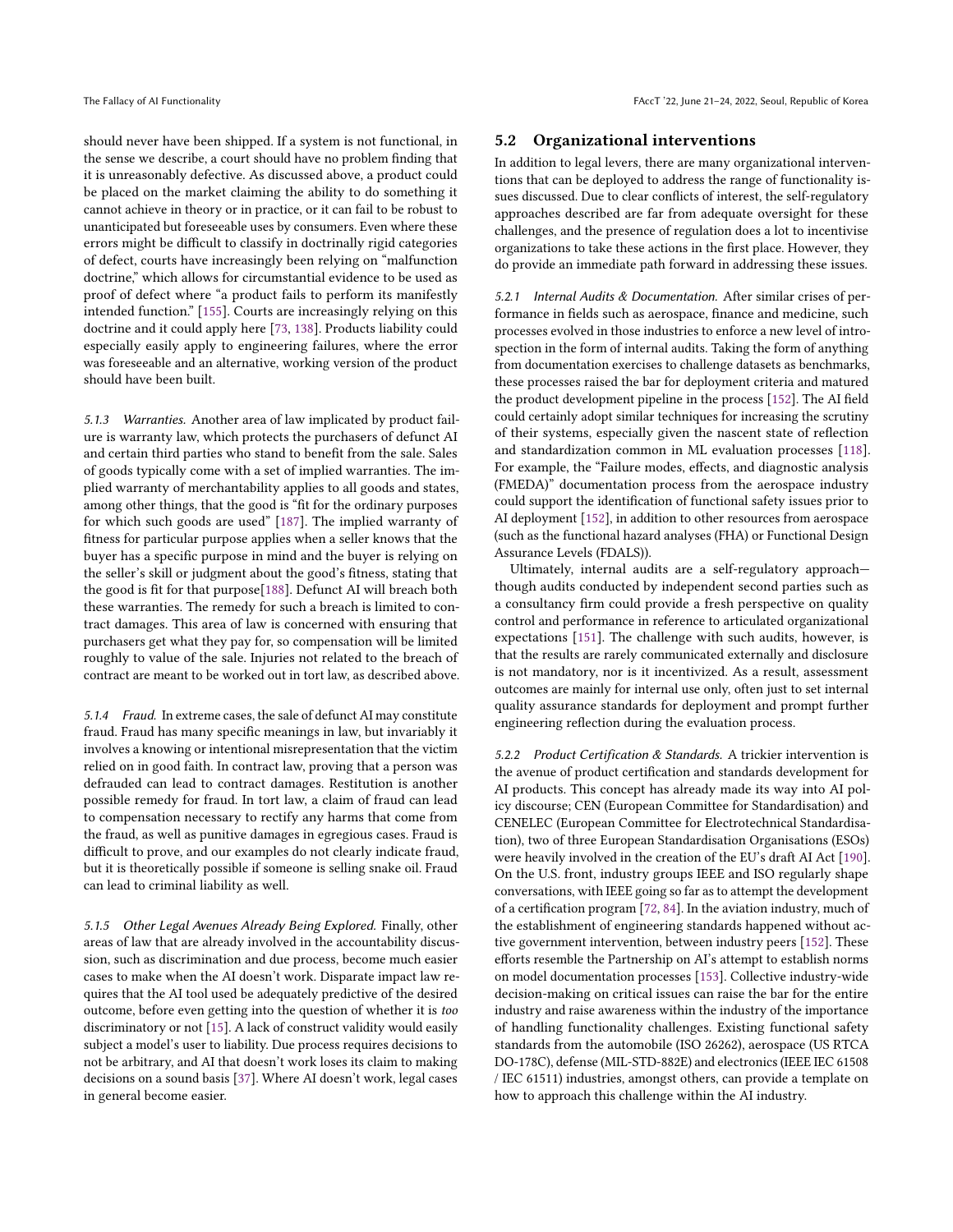should never have been shipped. If a system is not functional, in the sense we describe, a court should have no problem finding that it is unreasonably defective. As discussed above, a product could be placed on the market claiming the ability to do something it cannot achieve in theory or in practice, or it can fail to be robust to unanticipated but foreseeable uses by consumers. Even where these errors might be difficult to classify in doctrinally rigid categories of defect, courts have increasingly been relying on "malfunction doctrine," which allows for circumstantial evidence to be used as proof of defect where "a product fails to perform its manifestly intended function." [155]. Courts are increasingly relying on this doctrine and it could apply here [73, 138]. Products liability could especially easily apply to engineering failures, where the error was foreseeable and an alternative, working version of the product should have been built.

#### 5.1.3 Warranties.

Another area of law implicated by product failure is warranty law, which protects the purchasers of defunct AI and certain third parties who stand to benefit from the sale. Sales of goods typically come with a set of implied warranties. The implied warranty of merchantability applies to all goods and states, among other things, that the good is "fit for the ordinary purposes for which such goods are used" [187]. The implied warranty of fitness for particular purpose applies when a seller knows that the buyer has a specific purpose in mind and the buyer is relying on the seller's skill or judgment about the good's fitness, stating that the good is fit for that purpose[188]. Defunct AI will breach both these warranties. The remedy for such a breach is limited to contract damages. This area of law is concerned with ensuring that purchasers get what they pay for, so compensation will be limited roughly to value of the sale. Injuries not related to the breach of contract are meant to be worked out in tort law, as described above.

#### 5.1.4 Fraud.

In extreme cases, the sale of defunct AI may constitute fraud. Fraud has many specific meanings in law, but invariably it involves a knowing or intentional misrepresentation that the victim relied on in good faith. In contract law, proving that a person was defrauded can lead to contract damages. Restitution is another possible remedy for fraud. In tort law, a claim of fraud can lead to compensation necessary to rectify any harms that come from the fraud, as well as punitive damages in egregious cases. Fraud is difficult to prove, and our examples do not clearly indicate fraud, but it is theoretically possible if someone is selling snake oil. Fraud can lead to criminal liability as well.

#### 5.1.5 Other Legal Avenues Already Being Explored.

Finally, other areas of law that are already involved in the accountability discussion, such as discrimination and due process, become much easier cases to make when the AI doesn't work. Disparate impact law requires that the AI tool used be adequately predictive of the desired outcome, before even getting into the question of whether it is *too* discriminatory or not [15]. A lack of construct validity would easily subject a model's user to liability. Due process requires decisions to not be arbitrary, and AI that doesn't work loses its claim to making decisions on a sound basis [37]. Where AI doesn't work, legal cases in general become easier.

## 5.2 Organizational interventions

In addition to legal levers, there are many organizational interventions that can be deployed to address the range of functionality issues discussed. Due to clear conflicts of interest, the self-regulatory approaches described are far from adequate oversight for these challenges, and the presence of regulation does a lot to incentivise organizations to take these actions in the first place. However, they do provide an immediate path forward in addressing these issues.

#### 5.2.1 Internal Audits & Documentation.

After similar crises of performance in fields such as aerospace, finance and medicine, such processes evolved in those industries to enforce a new level of introspection in the form of internal audits. Taking the form of anything from documentation exercises to challenge datasets as benchmarks, these processes raised the bar for deployment criteria and matured the product development pipeline in the process [152]. The AI field could certainly adopt similar techniques for increasing the scrutiny of their systems, especially given the nascent state of reflection and standardization common in ML evaluation processes [118]. For example, the "Failure modes, effects, and diagnostic analysis (FMEDA)" documentation process from the aerospace industry could support the identification of functional safety issues prior to AI deployment [152], in addition to other resources from aerospace (such as the functional hazard analyses (FHA) or Functional Design Assurance Levels (FDALS)).

Ultimately, internal audits are a self-regulatory approach—though audits conducted by independent second parties such as a consultancy firm could provide a fresh perspective on quality control and performance in reference to articulated organizational expectations [151]. The challenge with such audits, however, is that the results are rarely communicated externally and disclosure is not mandatory, nor is it incentivized. As a result, assessment outcomes are mainly for internal use only, often just to set internal quality assurance standards for deployment and prompt further engineering reflection during the evaluation process.

#### 5.2.2 Product Certification & Standards.

A trickier intervention is the avenue of product certification and standards development for AI products. This concept has already made its way into AI policy discourse; CEN (European Committee for Standardisation) and CENELEC (European Committee for Electrotechnical Standardisation), two of three European Standardisation Organisations (ESOs) were heavily involved in the creation of the EU's draft AI Act [190]. On the U.S. front, industry groups IEEE and ISO regularly shape conversations, with IEEE going so far as to attempt the development of a certification program [72, 84]. In the aviation industry, much of the establishment of engineering standards happened without active government intervention, between industry peers [152]. These efforts resemble the Partnership on AI's attempt to establish norms on model documentation processes [153]. Collective industry-wide decision-making on critical issues can raise the bar for the entire industry and raise awareness within the industry of the importance of handling functionality challenges. Existing functional safety standards from the automobile (ISO 26262), aerospace (US RTCA DO-178C), defense (MIL-STD-882E) and electronics (IEEE IEC 61508 / IEC 61511) industries, amongst others, can provide a template on how to approach this challenge within the AI industry.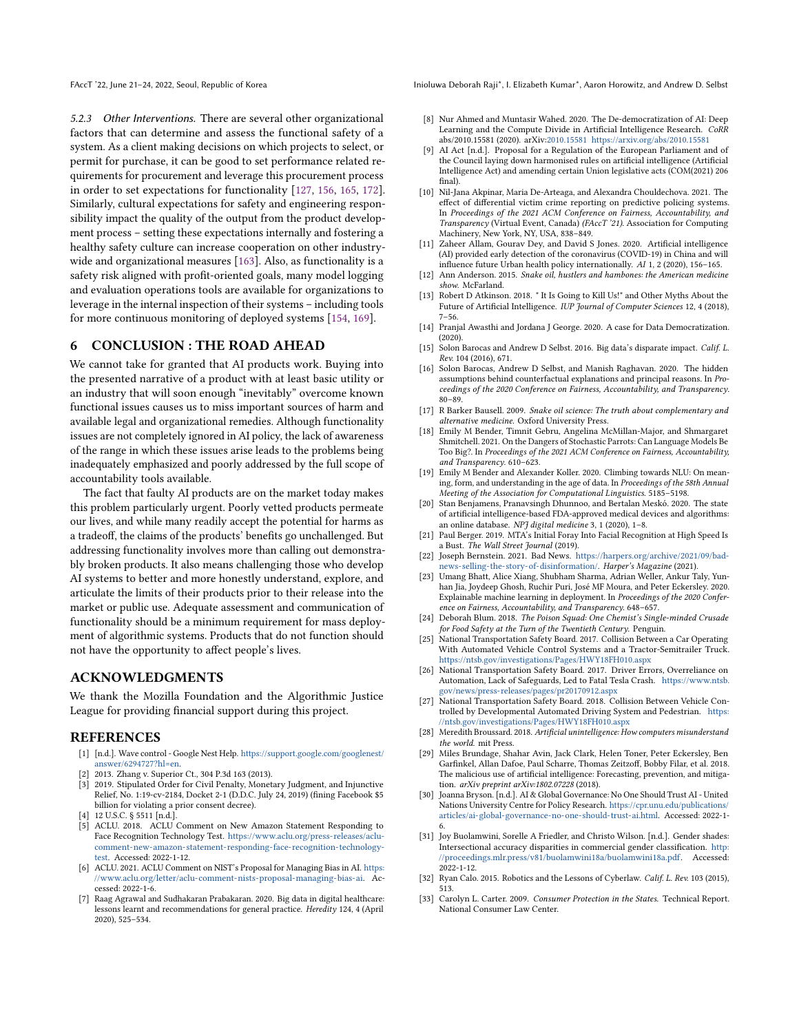*5.2.3 Other Interventions.* There are several other organizational factors that can determine and assess the functional safety of a system. As a client making decisions on which projects to select, or permit for purchase, it can be good to set performance related requirements for procurement and leverage this procurement process in order to set expectations for functionality [127, 156, 165, 172]. Similarly, cultural expectations for safety and engineering responsibility impact the quality of the output from the product development process – setting these expectations internally and fostering a healthy safety culture can increase cooperation on other industry-wide and organizational measures [163]. Also, as functionality is a safety risk aligned with profit-oriented goals, many model logging and evaluation operations tools are available for organizations to leverage in the internal inspection of their systems – including tools for more continuous monitoring of deployed systems [154, 169].

## 6 CONCLUSION : THE ROAD AHEAD

We cannot take for granted that AI products work. Buying into the presented narrative of a product with at least basic utility or an industry that will soon enough "inevitably" overcome known functional issues causes us to miss important sources of harm and available legal and organizational remedies. Although functionality issues are not completely ignored in AI policy, the lack of awareness of the range in which these issues arise leads to the problems being inadequately emphasized and poorly addressed by the full scope of accountability tools available.

The fact that faulty AI products are on the market today makes this problem particularly urgent. Poorly vetted products permeate our lives, and while many readily accept the potential for harms as a tradeoff, the claims of the products' benefits go unchallenged. But addressing functionality involves more than calling out demonstrably broken products. It also means challenging those who develop AI systems to better and more honestly understand, explore, and articulate the limits of their products prior to their release into the market or public use. Adequate assessment and communication of functionality should be a minimum requirement for mass deployment of algorithmic systems. Products that do not function should not have the opportunity to affect people's lives.

## ACKNOWLEDGMENTS

We thank the Mozilla Foundation and the Algorithmic Justice League for providing financial support during this project.

## REFERENCES

- [1] [n.d.]. Wave control - Google Nest Help. https://support.google.com/googlenest/answer/6294727?hl=en.
- [2] 2013. Zhang v. Superior Ct., 304 P.3d 163 (2013).
- [3] 2019. Stipulated Order for Civil Penalty, Monetary Judgment, and Injunctive Relief, No. 1:19-cv-2184, Docket 2-1 (D.D.C. July 24, 2019) (fining Facebook $5 billion for violating a prior consent decree).
- [4] 12 U.S.C. § 5511 [n.d.].
- [5] ACLU. 2018. ACLU Comment on New Amazon Statement Responding to Face Recognition Technology Test. https://www.aclu.org/press-releases/aclu-comment-new-amazon-statement-responding-face-recognition-technology-test. Accessed: 2022-1-12.
- [6] ACLU. 2021. ACLU Comment on NIST's Proposal for Managing Bias in AI. https://www.aclu.org/letter/aclu-comment-nists-proposal-managing-bias-ai. Accessed: 2022-1-6.
- [7] Raag Agrawal and Sudhakaran Prabakaran. 2020. Big data in digital healthcare: lessons learnt and recommendations for general practice. *Heredity* 124, 4 (April 2020), 525–534.
- [8] Nur Ahmed and Muntasir Wahed. 2020. The De-democratization of AI: Deep Learning and the Compute Divide in Artificial Intelligence Research. *CoRR* abs/2010.15581 (2020). arXiv:2010.15581 https://arxiv.org/abs/2010.15581
- [9] AI Act [n.d.]. Proposal for a Regulation of the European Parliament and of the Council laying down harmonised rules on artificial intelligence (Artificial Intelligence Act) and amending certain Union legislative acts (COM(2021) 206 final).
- [10] Nil-Jana Akpinar, Maria De-Arteaga, and Alexandra Chouldechova. 2021. The effect of differential victim crime reporting on predictive policing systems. In *Proceedings of the 2021 ACM Conference on Fairness, Accountability, and Transparency* (Virtual Event, Canada) *(FAccT '21)*. Association for Computing Machinery, New York, NY, USA, 838–849.
- [11] Zaheer Allam, Gourav Dey, and David S Jones. 2020. Artificial intelligence (AI) provided early detection of the coronavirus (COVID-19) in China and will influence future Urban health policy internationally. *AI* 1, 2 (2020), 156–165.
- [12] Ann Anderson. 2015. *Snake oil, hustlers and hambones: the American medicine show*. McFarland.
- [13] Robert D Atkinson. 2018. " It Is Going to Kill Us!" and Other Myths About the Future of Artificial Intelligence. *IUP Journal of Computer Sciences* 12, 4 (2018), 7–56.
- [14] Pranjal Awasthi and Jordana J George. 2020. A case for Data Democratization. (2020).
- [15] Solon Barocas and Andrew D Selbst. 2016. Big data's disparate impact. *Calif. L. Rev.* 104 (2016), 671.
- [16] Solon Barocas, Andrew D Selbst, and Manish Raghavan. 2020. The hidden assumptions behind counterfactual explanations and principal reasons. In *Proceedings of the 2020 Conference on Fairness, Accountability, and Transparency*. 80–89.
- [17] R Barker Bausell. 2009. *Snake oil science: The truth about complementary and alternative medicine*. Oxford University Press.
- [18] Emily M Bender, Timnit Gebru, Angelina McMillan-Major, and Shmargaret Shmitchell. 2021. On the Dangers of Stochastic Parrots: Can Language Models Be Too Big?. In *Proceedings of the 2021 ACM Conference on Fairness, Accountability, and Transparency*. 610–623.
- [19] Emily M Bender and Alexander Koller. 2020. Climbing towards NLU: On meaning, form, and understanding in the age of data. In *Proceedings of the 58th Annual Meeting of the Association for Computational Linguistics*. 5185–5198.
- [20] Stan Benjamens, Pranavsingh Dhunnoo, and Bertalan Meskó. 2020. The state of artificial intelligence-based FDA-approved medical devices and algorithms: an online database. *NPJ digital medicine* 3, 1 (2020), 1–8.
- [21] Paul Berger. 2019. MTA's Initial Foray Into Facial Recognition at High Speed Is a Bust. *The Wall Street Journal* (2019).
- [22] Joseph Bernstein. 2021. Bad News. https://harpers.org/archive/2021/09/bad-news-selling-the-story-of-disinformation/. *Harper's Magazine* (2021).
- [23] Umang Bhatt, Alice Xiang, Shubham Sharma, Adrian Weller, Ankur Taly, Yunhan Jia, Joydeep Ghosh, Ruchir Puri, José MF Moura, and Peter Eckersley. 2020. Explainable machine learning in deployment. In *Proceedings of the 2020 Conference on Fairness, Accountability, and Transparency*. 648–657.
- [24] Deborah Blum. 2018. *The Poison Squad: One Chemist's Single-minded Crusade for Food Safety at the Turn of the Twentieth Century*. Penguin.
- [25] National Transportation Safety Board. 2017. Collision Between a Car Operating With Automated Vehicle Control Systems and a Tractor-Semitrailer Truck. https://ntsb.gov/investigations/Pages/HWY18FH010.aspx
- [26] National Transportation Safety Board. 2017. Driver Errors, Overreliance on Automation, Lack of Safeguards, Led to Fatal Tesla Crash. https://www.ntsb.gov/news/press-releases/pages/pr20170912.aspx
- [27] National Transportation Safety Board. 2018. Collision Between Vehicle Controlled by Developmental Automated Driving System and Pedestrian. https://ntsb.gov/investigations/Pages/HWY18FH010.aspx
- [28] Meredith Broussard. 2018. *Artificial unintelligence: How computers misunderstand the world*. mit Press.
- [29] Miles Brundage, Shahar Avin, Jack Clark, Helen Toner, Peter Eckersley, Ben Garfinkel, Allan Dafoe, Paul Scharre, Thomas Zeitzoff, Bobby Filar, et al. 2018. The malicious use of artificial intelligence: Forecasting, prevention, and mitigation. *arXiv preprint arXiv:1802.07228* (2018).
- [30] Joanna Bryson. [n.d.]. AI & Global Governance: No One Should Trust AI - United Nations University Centre for Policy Research. https://cpr.unu.edu/publications/articles/ai-global-governance-no-one-should-trust-ai.html. Accessed: 2022-1-6.
- [31] Joy Buolamwini, Sorelle A Friedler, and Christo Wilson. [n.d.]. Gender shades: Intersectional accuracy disparities in commercial gender classification. http://proceedings.mlr.press/v81/buolamwini18a/buolamwini18a.pdf. Accessed: 2022-1-12.
- [32] Ryan Calo. 2015. Robotics and the Lessons of Cyberlaw. *Calif. L. Rev.* 103 (2015), 513.
- [33] Carolyn L. Carter. 2009. *Consumer Protection in the States*. Technical Report. National Consumer Law Center.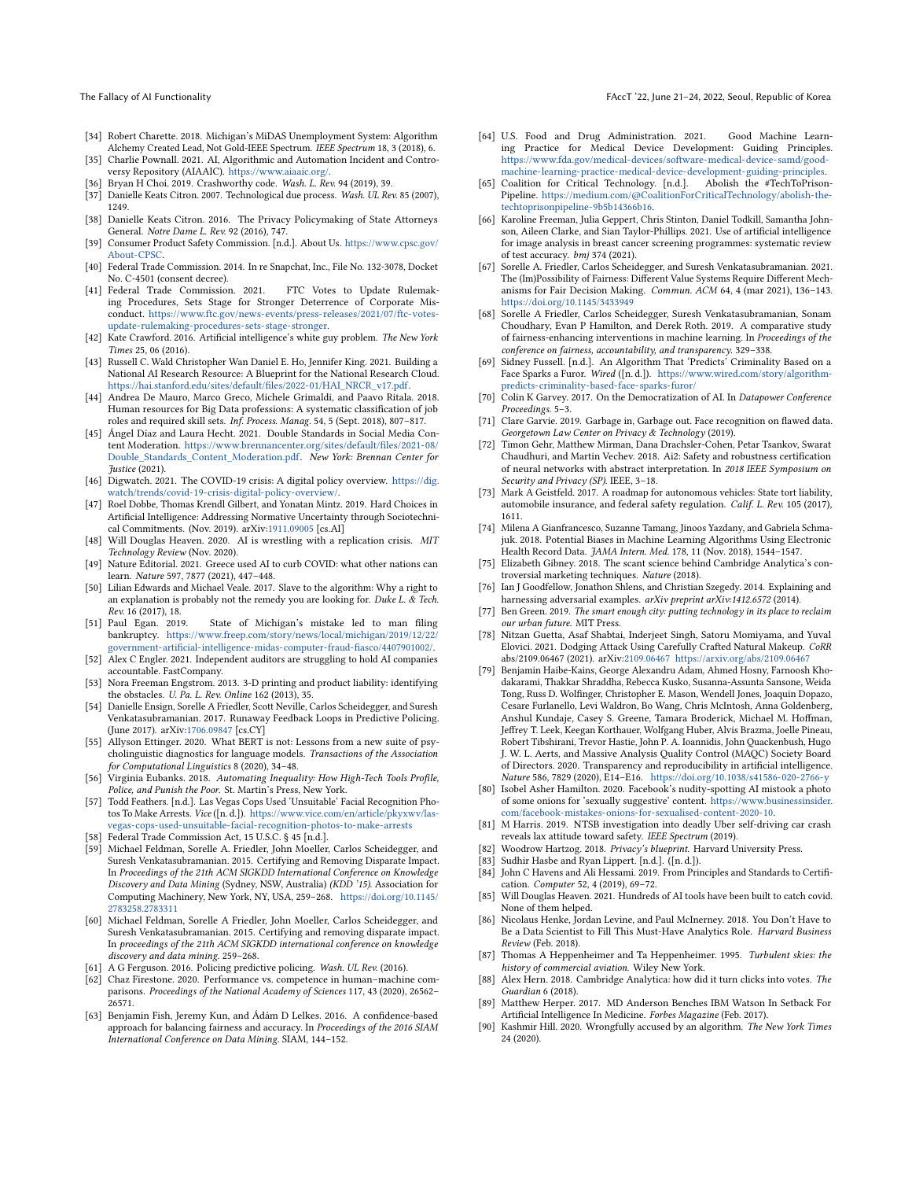- [34] Robert Charette. 2018. Michigan's MiDAS Unemployment System: Algorithm Alchemy Created Lead, Not Gold-IEEE Spectrum. *IEEE Spectrum* 18, 3 (2018), 6.
- [35] Charlie Pownall. 2021. AI, Algorithmic and Automation Incident and Controversy Repository (AIAAIC). https://www.aiaaic.org/.
- [36] Bryan H Choi. 2019. Crashworthy code. *Wash. L. Rev.* 94 (2019), 39.
- [37] Danielle Keats Citron. 2007. Technological due process. *Wash. UL Rev.* 85 (2007), 1249.
- [38] Danielle Keats Citron. 2016. The Privacy Policymaking of State Attorneys General. *Notre Dame L. Rev.* 92 (2016), 747.
- [39] Consumer Product Safety Commission. [n.d.]. About Us. https://www.cpsc.gov/About-CPSC.
- [40] Federal Trade Commission. 2014. In re Snapchat, Inc., File No. 132-3078, Docket No. C-4501 (consent decree).
- [41] Federal Trade Commission. 2021. FTC Votes to Update Rulemaking Procedures, Sets Stage for Stronger Deterrence of Corporate Misconduct. https://www.ftc.gov/news-events/press-releases/2021/07/ftc-votes-update-rulemaking-procedures-sets-stage-stronger.
- [42] Kate Crawford. 2016. Artificial intelligence's white guy problem. *The New York Times* 25, 06 (2016).
- [43] Russell C. Wald Christopher Wan Daniel E. Ho, Jennifer King. 2021. Building a National AI Research Resource: A Blueprint for the National Research Cloud. https://hai.stanford.edu/sites/default/files/2022-01/HAI_NRCR_v17.pdf.
- [44] Andrea De Mauro, Marco Greco, Michele Grimaldi, and Paavo Ritala. 2018. Human resources for Big Data professions: A systematic classification of job roles and required skill sets. *Inf. Process. Manag.* 54, 5 (Sept. 2018), 807–817.
- [45] Ángel Díaz and Laura Hecht. 2021. Double Standards in Social Media Content Moderation. https://www.brennancenter.org/sites/default/files/2021-08/Double_Standards_Content_Moderation.pdf. *New York: Brennan Center for Justice* (2021).
- [46] Digwatch. 2021. The COVID-19 crisis: A digital policy overview. https://dig.watch/trends/covid-19-crisis-digital-policy-overview/.
- [47] Roel Dobbe, Thomas Krendl Gilbert, and Yonatan Mintz. 2019. Hard Choices in Artificial Intelligence: Addressing Normative Uncertainty through Sociotechnical Commitments. (Nov. 2019). arXiv:1911.09005 [cs.AI]
- [48] Will Douglas Heaven. 2020. AI is wrestling with a replication crisis. *MIT Technology Review* (Nov. 2020).
- [49] Nature Editorial. 2021. Greece used AI to curb COVID: what other nations can learn. *Nature* 597, 7877 (2021), 447–448.
- [50] Lilian Edwards and Michael Veale. 2017. Slave to the algorithm: Why a right to an explanation is probably not the remedy you are looking for. *Duke L. & Tech. Rev.* 16 (2017), 18.
- [51] Paul Egan. 2019. State of Michigan's mistake led to man filing bankruptcy. https://www.freep.com/story/news/local/michigan/2019/12/22/government-artificial-intelligence-midas-computer-fraud-fiasco/4407901002/.
- [52] Alex C Engler. 2021. Independent auditors are struggling to hold AI companies accountable. FastCompany.
- [53] Nora Freeman Engstrom. 2013. 3-D printing and product liability: identifying the obstacles. *U. Pa. L. Rev. Online* 162 (2013), 35.
- [54] Danielle Ensign, Sorelle A Friedler, Scott Neville, Carlos Scheidegger, and Suresh Venkatasubramanian. 2017. Runaway Feedback Loops in Predictive Policing. (June 2017). arXiv:1706.09847 [cs.CY]
- [55] Allyson Ettinger. 2020. What BERT is not: Lessons from a new suite of psycholinguistic diagnostics for language models. *Transactions of the Association for Computational Linguistics* 8 (2020), 34–48.
- [56] Virginia Eubanks. 2018. *Automating Inequality: How High-Tech Tools Profile, Police, and Punish the Poor.* St. Martin's Press, New York.
- [57] Todd Feathers. [n.d.]. Las Vegas Cops Used 'Unsuitable' Facial Recognition Photos To Make Arrests. *Vice* ([n. d.]). https://www.vice.com/en/article/pkyxwv/las-vegas-cops-used-unsuitable-facial-recognition-photos-to-make-arrests
- [58] Federal Trade Commission Act, 15 U.S.C. § 45 [n.d.].
- [59] Michael Feldman, Sorelle A. Friedler, John Moeller, Carlos Scheidegger, and Suresh Venkatasubramanian. 2015. Certifying and Removing Disparate Impact. In *Proceedings of the 21th ACM SIGKDD International Conference on Knowledge Discovery and Data Mining* (Sydney, NSW, Australia) *(KDD '15)*. Association for Computing Machinery, New York, NY, USA, 259–268. https://doi.org/10.1145/2783258.2783311
- [60] Michael Feldman, Sorelle A Friedler, John Moeller, Carlos Scheidegger, and Suresh Venkatasubramanian. 2015. Certifying and removing disparate impact. In *proceedings of the 21th ACM SIGKDD international conference on knowledge discovery and data mining*. 259–268.
- [61] A G Ferguson. 2016. Policing predictive policing. *Wash. UL Rev.* (2016).
- [62] Chaz Firestone. 2020. Performance vs. competence in human–machine comparisons. *Proceedings of the National Academy of Sciences* 117, 43 (2020), 26562–26571.
- [63] Benjamin Fish, Jeremy Kun, and Ádám D Lelkes. 2016. A confidence-based approach for balancing fairness and accuracy. In *Proceedings of the 2016 SIAM International Conference on Data Mining.* SIAM, 144–152.
- [64] U.S. Food and Drug Administration. 2021. Good Machine Learning Practice for Medical Device Development: Guiding Principles. https://www.fda.gov/medical-devices/software-medical-device-samd/good-machine-learning-practice-medical-device-development-guiding-principles.
- [65] Coalition for Critical Technology. [n.d.]. Abolish the #TechToPrisonPipeline. https://medium.com/@CoalitionForCriticalTechnology/abolish-the-techtoprisonpipeline-9b5b14366b16.
- [66] Karoline Freeman, Julia Geppert, Chris Stinton, Daniel Todkill, Samantha Johnson, Aileen Clarke, and Sian Taylor-Phillips. 2021. Use of artificial intelligence for image analysis in breast cancer screening programmes: systematic review of test accuracy. *bmj* 374 (2021).
- [67] Sorelle A. Friedler, Carlos Scheidegger, and Suresh Venkatasubramanian. 2021. The (Im)Possibility of Fairness: Different Value Systems Require Different Mechanisms for Fair Decision Making. *Commun. ACM* 64, 4 (mar 2021), 136–143. https://doi.org/10.1145/3433949
- [68] Sorelle A Friedler, Carlos Scheidegger, Suresh Venkatasubramanian, Sonam Choudhary, Evan P Hamilton, and Derek Roth. 2019. A comparative study of fairness-enhancing interventions in machine learning. In *Proceedings of the conference on fairness, accountability, and transparency.* 329–338.
- [69] Sidney Fussell. [n.d.]. An Algorithm That 'Predicts' Criminality Based on a Face Sparks a Furor. *Wired* ([n. d.]). https://www.wired.com/story/algorithm-predicts-criminality-based-face-sparks-furor/
- [70] Colin K Garvey. 2017. On the Democratization of AI. In *Datapower Conference Proceedings.* 5–3.
- [71] Clare Garvie. 2019. Garbage in, Garbage out. Face recognition on flawed data. *Georgetown Law Center on Privacy & Technology* (2019).
- [72] Timon Gehr, Matthew Mirman, Dana Drachsler-Cohen, Petar Tsankov, Swarat Chaudhuri, and Martin Vechev. 2018. Ai2: Safety and robustness certification of neural networks with abstract interpretation. In *2018 IEEE Symposium on Security and Privacy (SP).* IEEE, 3–18.
- [73] Mark A Geistfeld. 2017. A roadmap for autonomous vehicles: State tort liability, automobile insurance, and federal safety regulation. *Calif. L. Rev.* 105 (2017), 1611.
- [74] Milena A Gianfrancesco, Suzanne Tamang, Jinoos Yazdany, and Gabriela Schmajuk. 2018. Potential Biases in Machine Learning Algorithms Using Electronic Health Record Data. *JAMA Intern. Med.* 178, 11 (Nov. 2018), 1544–1547.
- [75] Elizabeth Gibney. 2018. The scant science behind Cambridge Analytica's controversial marketing techniques. *Nature* (2018).
- [76] Ian J Goodfellow, Jonathon Shlens, and Christian Szegedy. 2014. Explaining and harnessing adversarial examples. *arXiv preprint arXiv:1412.6572* (2014).
- [77] Ben Green. 2019. *The smart enough city: putting technology in its place to reclaim our urban future.* MIT Press.
- [78] Nitzan Guetta, Asaf Shabtai, Inderjeet Singh, Satoru Momiyama, and Yuval Elovici. 2021. Dodging Attack Using Carefully Crafted Natural Makeup. *CoRR* abs/2109.06467 (2021). arXiv:2109.06467 https://arxiv.org/abs/2109.06467
- [79] Benjamin Haibe-Kains, George Alexandru Adam, Ahmed Hosny, Farnoosh Khodakarami, Thakkar Shraddha, Rebecca Kusko, Susanna-Assunta Sansone, Weida Tong, Russ D. Wolfinger, Christopher E. Mason, Wendell Jones, Joaquin Dopazo, Cesare Furlanello, Levi Waldron, Bo Wang, Chris McIntosh, Anna Goldenberg, Anshul Kundaje, Casey S. Greene, Tamara Broderick, Michael M. Hoffman, Jeffrey T. Leek, Keegan Korthauer, Wolfgang Huber, Alvis Brazma, Joelle Pineau, Robert Tibshirani, Trevor Hastie, John P. A. Ioannidis, John Quackenbush, Hugo J. W. L. Aerts, and Massive Analysis Quality Control (MAQC) Society Board of Directors. 2020. Transparency and reproducibility in artificial intelligence. *Nature* 586, 7829 (2020), E14–E16. https://doi.org/10.1038/s41586-020-2766-y
- [80] Isobel Asher Hamilton. 2020. Facebook's nudity-spotting AI mistook a photo of some onions for 'sexually suggestive' content. https://www.businessinsider.com/facebook-mistakes-onions-for-sexualised-content-2020-10.
- [81] M Harris. 2019. NTSB investigation into deadly Uber self-driving car crash reveals lax attitude toward safety. *IEEE Spectrum* (2019).
- [82] Woodrow Hartzog. 2018. *Privacy's blueprint.* Harvard University Press.
- [83] Sudhir Hasbe and Ryan Lippert. [n.d.]. ([n. d.]).
- [84] John C Havens and Ali Hessami. 2019. From Principles and Standards to Certification. *Computer* 52, 4 (2019), 69–72.
- [85] Will Douglas Heaven. 2021. Hundreds of AI tools have been built to catch covid. None of them helped.
- [86] Nicolaus Henke, Jordan Levine, and Paul McInerney. 2018. You Don't Have to Be a Data Scientist to Fill This Must-Have Analytics Role. *Harvard Business Review* (Feb. 2018).
- [87] Thomas A Heppenheimer and Ta Heppenheimer. 1995. *Turbulent skies: the history of commercial aviation.* Wiley New York.
- [88] Alex Hern. 2018. Cambridge Analytica: how did it turn clicks into votes. *The Guardian* 6 (2018).
- [89] Matthew Herper. 2017. MD Anderson Benches IBM Watson In Setback For Artificial Intelligence In Medicine. *Forbes Magazine* (Feb. 2017).
- [90] Kashmir Hill. 2020. Wrongfully accused by an algorithm. *The New York Times* 24 (2020).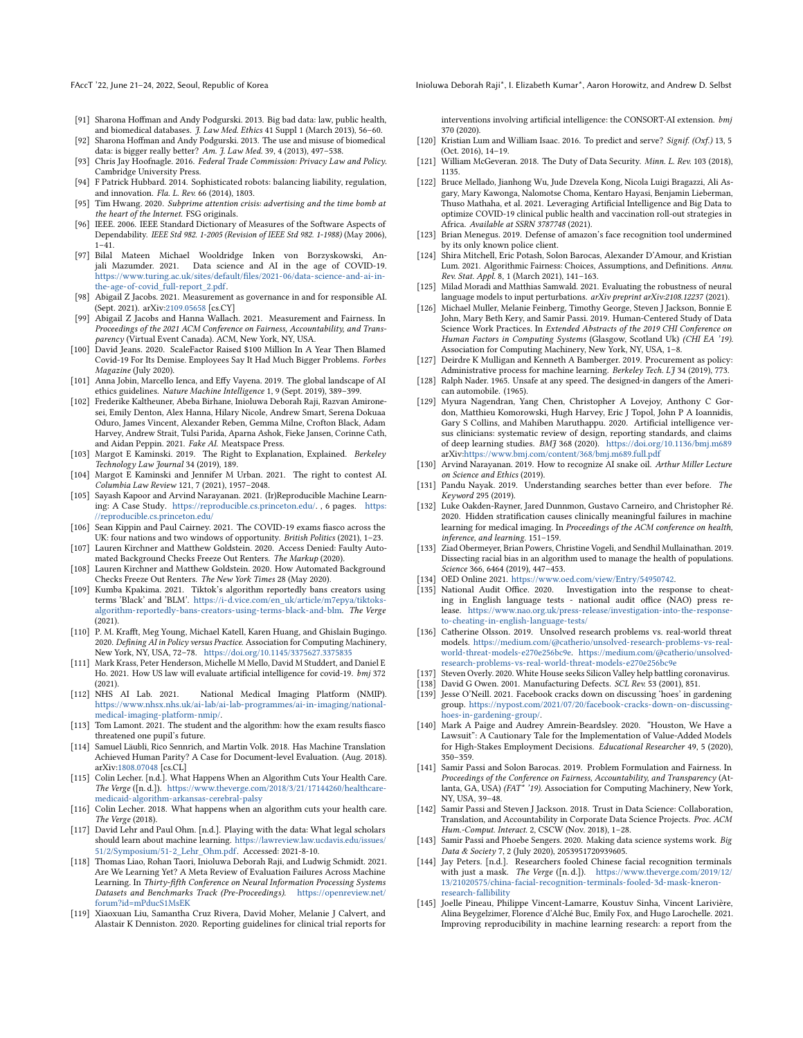[91] Sharona Hoffman and Andy Podgurski. 2013. Big bad data: law, public health, and biomedical databases. *J. Law Med. Ethics* 41 Suppl 1 (March 2013), 56–60.

[92] Sharona Hoffman and Andy Podgurski. 2013. The use and misuse of biomedical data: is bigger really better? *Am. J. Law Med.* 39, 4 (2013), 497–538.

[93] Chris Jay Hoofnagle. 2016. *Federal Trade Commission: Privacy Law and Policy.* Cambridge University Press.

[94] F Patrick Hubbard. 2014. Sophisticated robots: balancing liability, regulation, and innovation. *Fla. L. Rev.* 66 (2014), 1803.

[95] Tim Hwang. 2020. *Subprime attention crisis: advertising and the time bomb at the heart of the Internet.* FSG originals.

[96] IEEE. 2006. IEEE Standard Dictionary of Measures of the Software Aspects of Dependability. *IEEE Std 982. 1-2005 (Revision of IEEE Std 982. 1-1988)* (May 2006), 1–41.

[97] Bilal Mateen Michael Wooldridge Inken von Borzyskowski, Anjali Mazumder. 2021. Data science and AI in the age of COVID-19. https://www.turing.ac.uk/sites/default/files/2021-06/data-science-and-ai-in-the-age-of-covid_full-report_2.pdf.

[98] Abigail Z Jacobs. 2021. Measurement as governance in and for responsible AI. (Sept. 2021). arXiv:2109.05658 [cs.CY]

[99] Abigail Z Jacobs and Hanna Wallach. 2021. Measurement and Fairness. In *Proceedings of the 2021 ACM Conference on Fairness, Accountability, and Transparency* (Virtual Event Canada). ACM, New York, NY, USA.

[100] David Jeans. 2020. ScaleFactor Raised $100 Million In A Year Then Blamed Covid-19 For Its Demise. Employees Say It Had Much Bigger Problems. *Forbes Magazine* (July 2020).

[101] Anna Jobin, Marcello Ienca, and Effy Vayena. 2019. The global landscape of AI ethics guidelines. *Nature Machine Intelligence* 1, 9 (Sept. 2019), 389–399.

[102] Frederike Kaltheuner, Abeba Birhane, Inioluwa Deborah Raji, Razvan Amironesei, Emily Denton, Alex Hanna, Hilary Nicole, Andrew Smart, Serena Dokuaa Oduro, James Vincent, Alexander Reben, Gemma Milne, Crofton Black, Adam Harvey, Andrew Strait, Tulsi Parida, Aparna Ashok, Fieke Jansen, Corinne Cath, and Aidan Peppin. 2021. *Fake AI.* Meatspace Press.

[103] Margot E Kaminski. 2019. The Right to Explanation, Explained. *Berkeley Technology Law Journal* 34 (2019), 189.

[104] Margot E Kaminski and Jennifer M Urban. 2021. The right to contest AI. *Columbia Law Review* 121, 7 (2021), 1957–2048.

[105] Sayash Kapoor and Arvind Narayanan. 2021. (Ir)Reproducible Machine Learning: A Case Study. https://reproducible.cs.princeton.edu/. , 6 pages. https://reproducible.cs.princeton.edu/

[106] Sean Kippin and Paul Cairney. 2021. The COVID-19 exams fiasco across the UK: four nations and two windows of opportunity. *British Politics* (2021), 1–23.

[107] Lauren Kirchner and Matthew Goldstein. 2020. Access Denied: Faulty Automated Background Checks Freeze Out Renters. *The Markup* (2020).

[108] Lauren Kirchner and Matthew Goldstein. 2020. How Automated Background Checks Freeze Out Renters. *The New York Times* 28 (May 2020).

[109] Kumba Kpakima. 2021. Tiktok's algorithm reportedly bans creators using terms 'Black' and 'BLM'. https://i-d.vice.com/en_uk/article/m7epya/tiktoks-algorithm-reportedly-bans-creators-using-terms-black-and-blm. *The Verge* (2021).

[110] P. M. Krafft, Meg Young, Michael Katell, Karen Huang, and Ghislain Bugingo. 2020. *Defining AI in Policy versus Practice.* Association for Computing Machinery, New York, NY, USA, 72–78. https://doi.org/10.1145/3375627.3375835

[111] Mark Krass, Peter Henderson, Michelle M Mello, David M Studdert, and Daniel E Ho. 2021. How US law will evaluate artificial intelligence for covid-19. *bmj* 372 (2021).

[112] NHS AI Lab. 2021. National Medical Imaging Platform (NMIP). https://www.nhsx.nhs.uk/ai-lab/ai-lab-programmes/ai-in-imaging/national-medical-imaging-platform-nmip/.

[113] Tom Lamont. 2021. The student and the algorithm: how the exam results fiasco threatened one pupil's future.

[114] Samuel Läubli, Rico Sennrich, and Martin Volk. 2018. Has Machine Translation Achieved Human Parity? A Case for Document-level Evaluation. (Aug. 2018). arXiv:1808.07048 [cs.CL]

[115] Colin Lecher. [n.d.]. What Happens When an Algorithm Cuts Your Health Care. *The Verge* ([n. d.]). https://www.theverge.com/2018/3/21/17144260/healthcare-medicaid-algorithm-arkansas-cerebral-palsy

[116] Colin Lecher. 2018. What happens when an algorithm cuts your health care. *The Verge* (2018).

[117] David Lehr and Paul Ohm. [n.d.]. Playing with the data: What legal scholars should learn about machine learning. https://lawreview.law.ucdavis.edu/issues/51/2/Symposium/51-2_Lehr_Ohm.pdf. Accessed: 2021-8-10.

[118] Thomas Liao, Rohan Taori, Inioluwa Deborah Raji, and Ludwig Schmidt. 2021. Are We Learning Yet? A Meta Review of Evaluation Failures Across Machine Learning. In *Thirty-fifth Conference on Neural Information Processing Systems Datasets and Benchmarks Track (Pre-Proceedings).* https://openreview.net/forum?id=mPducS1MsEK

[119] Xiaoxuan Liu, Samantha Cruz Rivera, David Moher, Melanie J Calvert, and Alastair K Denniston. 2020. Reporting guidelines for clinical trial reports for interventions involving artificial intelligence: the CONSORT-AI extension. *bmj* 370 (2020).

[120] Kristian Lum and William Isaac. 2016. To predict and serve? *Signif. (Oxf.)* 13, 5 (Oct. 2016), 14–19.

[121] William McGeveran. 2018. The Duty of Data Security. *Minn. L. Rev.* 103 (2018), 1135.

[122] Bruce Mellado, Jianhong Wu, Jude Dzevela Kong, Nicola Luigi Bragazzi, Ali Asgary, Mary Kawonga, Nalomotse Choma, Kentaro Hayasi, Benjamin Lieberman, Thuso Mathaha, et al. 2021. Leveraging Artificial Intelligence and Big Data to optimize COVID-19 clinical public health and vaccination roll-out strategies in Africa. *Available at SSRN 3787748* (2021).

[123] Brian Menegus. 2019. Defense of amazon's face recognition tool undermined by its only known police client.

[124] Shira Mitchell, Eric Potash, Solon Barocas, Alexander D'Amour, and Kristian Lum. 2021. Algorithmic Fairness: Choices, Assumptions, and Definitions. *Annu. Rev. Stat. Appl.* 8, 1 (March 2021), 141–163.

[125] Milad Moradi and Matthias Samwald. 2021. Evaluating the robustness of neural language models to input perturbations. *arXiv preprint arXiv:2108.12237* (2021).

[126] Michael Muller, Melanie Feinberg, Timothy George, Steven J Jackson, Bonnie E John, Mary Beth Kery, and Samir Passi. 2019. Human-Centered Study of Data Science Work Practices. In *Extended Abstracts of the 2019 CHI Conference on Human Factors in Computing Systems* (Glasgow, Scotland Uk) *(CHI EA '19).* Association for Computing Machinery, New York, NY, USA, 1–8.

[127] Deirdre K Mulligan and Kenneth A Bamberger. 2019. Procurement as policy: Administrative process for machine learning. *Berkeley Tech. LJ* 34 (2019), 773.

[128] Ralph Nader. 1965. Unsafe at any speed. The designed-in dangers of the American automobile. (1965).

[129] Myura Nagendran, Yang Chen, Christopher A Lovejoy, Anthony C Gordon, Matthieu Komorowski, Hugh Harvey, Eric J Topol, John P A Ioannidis, Gary S Collins, and Mahiben Maruthappu. 2020. Artificial intelligence versus clinicians: systematic review of design, reporting standards, and claims of deep learning studies. *BMJ* 368 (2020). https://doi.org/10.1136/bmj.m689 arXiv:https://www.bmj.com/content/368/bmj.m689.full.pdf

[130] Arvind Narayanan. 2019. How to recognize AI snake oil. *Arthur Miller Lecture on Science and Ethics* (2019).

[131] Pandu Nayak. 2019. Understanding searches better than ever before. *The Keyword* 295 (2019).

[132] Luke Oakden-Rayner, Jared Dunnmon, Gustavo Carneiro, and Christopher Ré. 2020. Hidden stratification causes clinically meaningful failures in machine learning for medical imaging. In *Proceedings of the ACM conference on health, inference, and learning.* 151–159.

[133] Ziad Obermeyer, Brian Powers, Christine Vogeli, and Sendhil Mullainathan. 2019. Dissecting racial bias in an algorithm used to manage the health of populations. *Science* 366, 6464 (2019), 447–453.

[134] OED Online 2021. https://www.oed.com/view/Entry/54950742.

[135] National Audit Office. 2020. Investigation into the response to cheating in English language tests - national audit office (NAO) press release. https://www.nao.org.uk/press-release/investigation-into-the-response-to-cheating-in-english-language-tests/

[136] Catherine Olsson. 2019. Unsolved research problems vs. real-world threat models. https://medium.com/@catherio/unsolved-research-problems-vs-real-world-threat-models-e270e256bc9e. https://medium.com/@catherio/unsolved-research-problems-vs-real-world-threat-models-e270e256bc9e

[137] Steven Overly. 2020. White House seeks Silicon Valley help battling coronavirus.

[138] David G Owen. 2001. Manufacturing Defects. *SCL Rev.* 53 (2001), 851.

[139] Jesse O'Neill. 2021. Facebook cracks down on discussing 'hoes' in gardening group. https://nypost.com/2021/07/20/facebook-cracks-down-on-discussing-hoes-in-gardening-group/.

[140] Mark A Paige and Audrey Amrein-Beardsley. 2020. "Houston, We Have a Lawsuit": A Cautionary Tale for the Implementation of Value-Added Models for High-Stakes Employment Decisions. *Educational Researcher* 49, 5 (2020), 350–359.

[141] Samir Passi and Solon Barocas. 2019. Problem Formulation and Fairness. In *Proceedings of the Conference on Fairness, Accountability, and Transparency* (Atlanta, GA, USA) *(FAT* '19).* Association for Computing Machinery, New York, NY, USA, 39–48.

[142] Samir Passi and Steven J Jackson. 2018. Trust in Data Science: Collaboration, Translation, and Accountability in Corporate Data Science Projects. *Proc. ACM Hum.-Comput. Interact.* 2, CSCW (Nov. 2018), 1–28.

[143] Samir Passi and Phoebe Sengers. 2020. Making data science systems work. *Big Data & Society* 7, 2 (July 2020), 2053951720939605.

[144] Jay Peters. [n.d.]. Researchers fooled Chinese facial recognition terminals with just a mask. *The Verge* ([n. d.]). https://www.theverge.com/2019/12/13/21020575/china-facial-recognition-terminals-fooled-3d-mask-kneron-research-fallibility

[145] Joelle Pineau, Philippe Vincent-Lamarre, Koustuv Sinha, Vincent Larivière, Alina Beygelzimer, Florence d'Alché Buc, Emily Fox, and Hugo Larochelle. 2021. Improving reproducibility in machine learning research: a report from the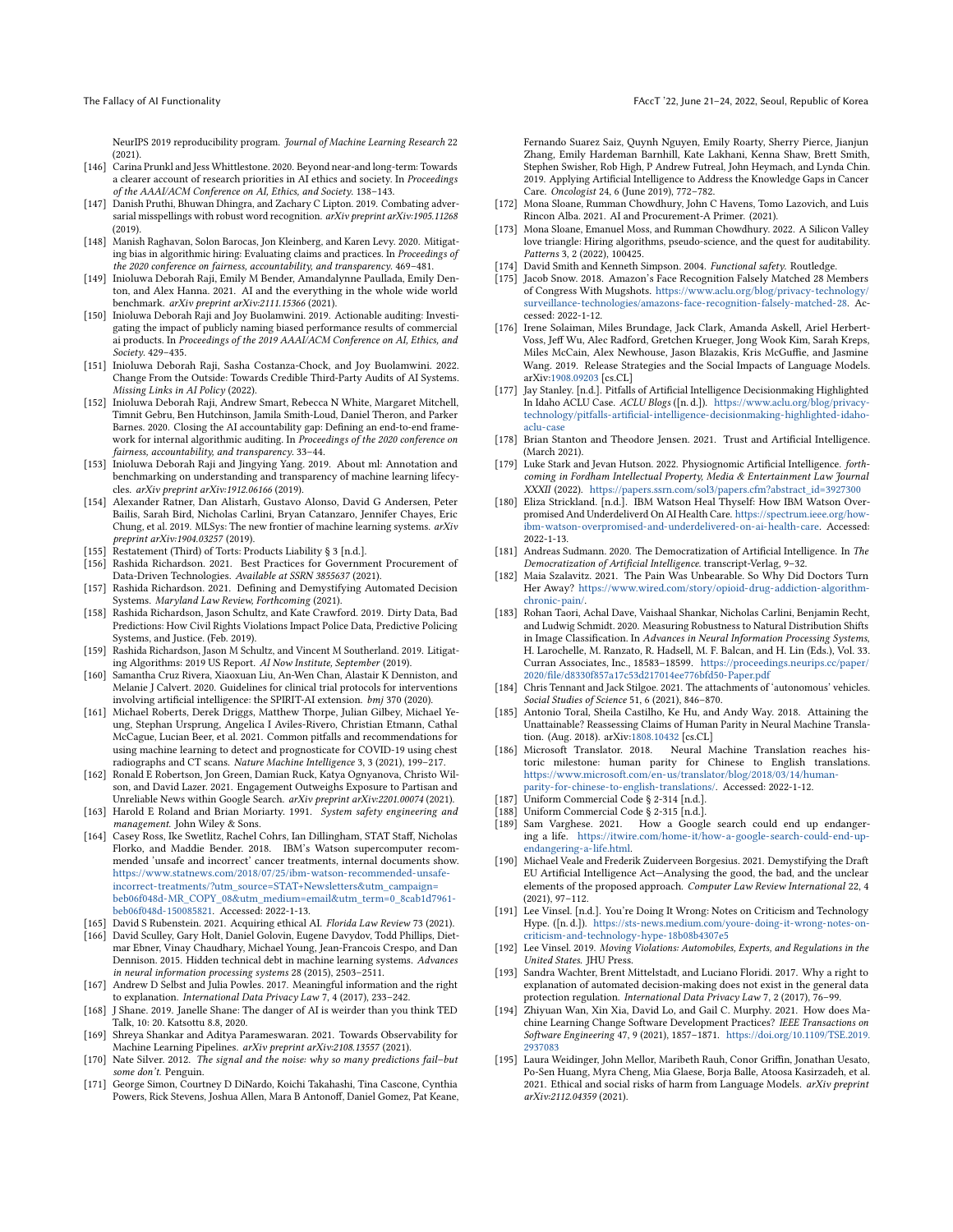NeurIPS 2019 reproducibility program. *Journal of Machine Learning Research* 22 (2021).

[146] Carina Prunkl and Jess Whittlestone. 2020. Beyond near-and long-term: Towards a clearer account of research priorities in AI ethics and society. In *Proceedings of the AAAI/ACM Conference on AI, Ethics, and Society*. 138–143.

[147] Danish Pruthi, Bhuwan Dhingra, and Zachary C Lipton. 2019. Combating adversarial misspellings with robust word recognition. *arXiv preprint arXiv:1905.11268* (2019).

[148] Manish Raghavan, Solon Barocas, Jon Kleinberg, and Karen Levy. 2020. Mitigating bias in algorithmic hiring: Evaluating claims and practices. In *Proceedings of the 2020 conference on fairness, accountability, and transparency*. 469–481.

[149] Inioluwa Deborah Raji, Emily M Bender, Amandalynne Paullada, Emily Denton, and Alex Hanna. 2021. AI and the everything in the whole wide world benchmark. *arXiv preprint arXiv:2111.15366* (2021).

[150] Inioluwa Deborah Raji and Joy Buolamwini. 2019. Actionable auditing: Investigating the impact of publicly naming biased performance results of commercial ai products. In *Proceedings of the 2019 AAAI/ACM Conference on AI, Ethics, and Society*. 429–435.

[151] Inioluwa Deborah Raji, Sasha Costanza-Chock, and Joy Buolamwini. 2022. Change From the Outside: Towards Credible Third-Party Audits of AI Systems. *Missing Links in AI Policy* (2022).

[152] Inioluwa Deborah Raji, Andrew Smart, Rebecca N White, Margaret Mitchell, Timnit Gebru, Ben Hutchinson, Jamila Smith-Loud, Daniel Theron, and Parker Barnes. 2020. Closing the AI accountability gap: Defining an end-to-end framework for internal algorithmic auditing. In *Proceedings of the 2020 conference on fairness, accountability, and transparency*. 33–44.

[153] Inioluwa Deborah Raji and Jingying Yang. 2019. About ml: Annotation and benchmarking on understanding and transparency of machine learning lifecycles. *arXiv preprint arXiv:1912.06166* (2019).

[154] Alexander Ratner, Dan Alistarh, Gustavo Alonso, David G Andersen, Peter Bailis, Sarah Bird, Nicholas Carlini, Bryan Catanzaro, Jennifer Chayes, Eric Chung, et al. 2019. MLSys: The new frontier of machine learning systems. *arXiv preprint arXiv:1904.03257* (2019).

[155] Restatement (Third) of Torts: Products Liability § 3 [n.d.].

[156] Rashida Richardson. 2021. Best Practices for Government Procurement of Data-Driven Technologies. *Available at SSRN 3855637* (2021).

[157] Rashida Richardson. 2021. Defining and Demystifying Automated Decision Systems. *Maryland Law Review, Forthcoming* (2021).

[158] Rashida Richardson, Jason Schultz, and Kate Crawford. 2019. Dirty Data, Bad Predictions: How Civil Rights Violations Impact Police Data, Predictive Policing Systems, and Justice. (Feb. 2019).

[159] Rashida Richardson, Jason M Schultz, and Vincent M Southerland. 2019. Litigating Algorithms: 2019 US Report. *AI Now Institute, September* (2019).

[160] Samantha Cruz Rivera, Xiaoxuan Liu, An-Wen Chan, Alastair K Denniston, and Melanie J Calvert. 2020. Guidelines for clinical trial protocols for interventions involving artificial intelligence: the SPIRIT-AI extension. *bmj* 370 (2020).

[161] Michael Roberts, Derek Driggs, Matthew Thorpe, Julian Gilbey, Michael Yeung, Stephan Ursprung, Angelica I Aviles-Rivero, Christian Etmann, Cathal McCague, Lucian Beer, et al. 2021. Common pitfalls and recommendations for using machine learning to detect and prognosticate for COVID-19 using chest radiographs and CT scans. *Nature Machine Intelligence* 3, 3 (2021), 199–217.

[162] Ronald E Robertson, Jon Green, Damian Ruck, Katya Ognyanova, Christo Wilson, and David Lazer. 2021. Engagement Outweighs Exposure to Partisan and Unreliable News within Google Search. *arXiv preprint arXiv:2201.00074* (2021).

[163] Harold E Roland and Brian Moriarty. 1991. *System safety engineering and management*. John Wiley & Sons.

[164] Casey Ross, Ike Swetlitz, Rachel Cohrs, Ian Dillingham, STAT Staff, Nicholas Florko, and Maddie Bender. 2018. IBM's Watson supercomputer recommended 'unsafe and incorrect' cancer treatments, internal documents show. https://www.statnews.com/2018/07/25/ibm-watson-recommended-unsafe-incorrect-treatments/?utm_source=STAT+Newsletters&utm_campaign=beb06f048d-MR_COPY_08&utm_medium=email&utm_term=0_8cab1d7961-beb06f048d-150085821. Accessed: 2022-1-13.

[165] David S Rubenstein. 2021. Acquiring ethical AI. *Florida Law Review* 73 (2021).

[166] David Sculley, Gary Holt, Daniel Golovin, Eugene Davydov, Todd Phillips, Dietmar Ebner, Vinay Chaudhary, Michael Young, Jean-Francois Crespo, and Dan Dennison. 2015. Hidden technical debt in machine learning systems. *Advances in neural information processing systems* 28 (2015), 2503–2511.

[167] Andrew D Selbst and Julia Powles. 2017. Meaningful information and the right to explanation. *International Data Privacy Law* 7, 4 (2017), 233–242.

[168] J Shane. 2019. Janelle Shane: The danger of AI is weirder than you think TED Talk, 10: 20. Katsottu 8.8, 2020.

[169] Shreya Shankar and Aditya Parameswaran. 2021. Towards Observability for Machine Learning Pipelines. *arXiv preprint arXiv:2108.13557* (2021).

[170] Nate Silver. 2012. *The signal and the noise: why so many predictions fail–but some don't.* Penguin.

[171] George Simon, Courtney D DiNardo, Koichi Takahashi, Tina Cascone, Cynthia Powers, Rick Stevens, Joshua Allen, Mara B Antonoff, Daniel Gomez, Pat Keane, Fernando Suarez Saiz, Quynh Nguyen, Emily Roarty, Sherry Pierce, Jianjun Zhang, Emily Hardeman Barnhill, Kate Lakhani, Kenna Shaw, Brett Smith, Stephen Swisher, Rob High, P Andrew Futreal, John Heymach, and Lynda Chin. 2019. Applying Artificial Intelligence to Address the Knowledge Gaps in Cancer Care. *Oncologist* 24, 6 (June 2019), 772–782.

[172] Mona Sloane, Rumman Chowdhury, John C Havens, Tomo Lazovich, and Luis Rincon Alba. 2021. AI and Procurement-A Primer. (2021).

[173] Mona Sloane, Emanuel Moss, and Rumman Chowdhury. 2022. A Silicon Valley love triangle: Hiring algorithms, pseudo-science, and the quest for auditability. *Patterns* 3, 2 (2022), 100425.

[174] David Smith and Kenneth Simpson. 2004. *Functional safety*. Routledge.

[175] Jacob Snow. 2018. Amazon's Face Recognition Falsely Matched 28 Members of Congress With Mugshots. https://www.aclu.org/blog/privacy-technology/surveillance-technologies/amazons-face-recognition-falsely-matched-28. Accessed: 2022-1-12.

[176] Irene Solaiman, Miles Brundage, Jack Clark, Amanda Askell, Ariel Herbert-Voss, Jeff Wu, Alec Radford, Gretchen Krueger, Jong Wook Kim, Sarah Kreps, Miles McCain, Alex Newhouse, Jason Blazakis, Kris McGuffie, and Jasmine Wang. 2019. Release Strategies and the Social Impacts of Language Models. arXiv:1908.09203 [cs.CL]

[177] Jay Stanley. [n.d.]. Pitfalls of Artificial Intelligence Decisionmaking Highlighted In Idaho ACLU Case. *ACLU Blogs* ([n. d.]). https://www.aclu.org/blog/privacy-technology/pitfalls-artificial-intelligence-decisionmaking-highlighted-idaho-aclu-case

[178] Brian Stanton and Theodore Jensen. 2021. Trust and Artificial Intelligence. (March 2021).

[179] Luke Stark and Jevan Hutson. 2022. Physiognomic Artificial Intelligence. *forthcoming in Fordham Intellectual Property, Media & Entertainment Law Journal XXXII* (2022). https://papers.ssrn.com/sol3/papers.cfm?abstract_id=3927300

[180] Eliza Strickland. [n.d.]. IBM Watson Heal Thyself: How IBM Watson Overpromised And Underdeliverd On AI Health Care. https://spectrum.ieee.org/how-ibm-watson-overpromised-and-underdelivered-on-ai-health-care. Accessed: 2022-1-13.

[181] Andreas Sudmann. 2020. The Democratization of Artificial Intelligence. In *The Democratization of Artificial Intelligence*. transcript-Verlag, 9–32.

[182] Maia Szalavitz. 2021. The Pain Was Unbearable. So Why Did Doctors Turn Her Away? https://www.wired.com/story/opioid-drug-addiction-algorithm-chronic-pain/.

[183] Rohan Taori, Achal Dave, Vaishaal Shankar, Nicholas Carlini, Benjamin Recht, and Ludwig Schmidt. 2020. Measuring Robustness to Natural Distribution Shifts in Image Classification. In *Advances in Neural Information Processing Systems*, H. Larochelle, M. Ranzato, R. Hadsell, M. F. Balcan, and H. Lin (Eds.), Vol. 33. Curran Associates, Inc., 18583–18599. https://proceedings.neurips.cc/paper/2020/file/d8330f857a17c53d217014ee776bfd50-Paper.pdf

[184] Chris Tennant and Jack Stilgoe. 2021. The attachments of 'autonomous' vehicles. *Social Studies of Science* 51, 6 (2021), 846–870.

[185] Antonio Toral, Sheila Castilho, Ke Hu, and Andy Way. 2018. Attaining the Unattainable? Reassessing Claims of Human Parity in Neural Machine Translation. (Aug. 2018). arXiv:1808.10432 [cs.CL]

[186] Microsoft Translator. 2018. Neural Machine Translation reaches historic milestone: human parity for Chinese to English translations. https://www.microsoft.com/en-us/translator/blog/2018/03/14/human-parity-for-chinese-to-english-translations/. Accessed: 2022-1-12.

[187] Uniform Commercial Code § 2-314 [n.d.].

[188] Uniform Commercial Code § 2-315 [n.d.].

[189] Sam Varghese. 2021. How a Google search could end up endangering a life. https://itwire.com/home-it/how-a-google-search-could-end-up-endangering-a-life.html.

[190] Michael Veale and Frederik Zuiderveen Borgesius. 2021. Demystifying the Draft EU Artificial Intelligence Act—Analysing the good, the bad, and the unclear elements of the proposed approach. *Computer Law Review International* 22, 4 (2021), 97–112.

[191] Lee Vinsel. [n.d.]. You're Doing It Wrong: Notes on Criticism and Technology Hype. ([n. d.]). https://sts-news.medium.com/youre-doing-it-wrong-notes-on-criticism-and-technology-hype-18b08b4307e5

[192] Lee Vinsel. 2019. *Moving Violations: Automobiles, Experts, and Regulations in the United States*. JHU Press.

[193] Sandra Wachter, Brent Mittelstadt, and Luciano Floridi. 2017. Why a right to explanation of automated decision-making does not exist in the general data protection regulation. *International Data Privacy Law* 7, 2 (2017), 76–99.

[194] Zhiyuan Wan, Xin Xia, David Lo, and Gail C. Murphy. 2021. How does Machine Learning Change Software Development Practices? *IEEE Transactions on Software Engineering* 47, 9 (2021), 1857–1871. https://doi.org/10.1109/TSE.2019.2937083

[195] Laura Weidinger, John Mellor, Maribeth Rauh, Conor Griffin, Jonathan Uesato, Po-Sen Huang, Myra Cheng, Mia Glaese, Borja Balle, Atoosa Kasirzadeh, et al. 2021. Ethical and social risks of harm from Language Models. *arXiv preprint arXiv:2112.04359* (2021).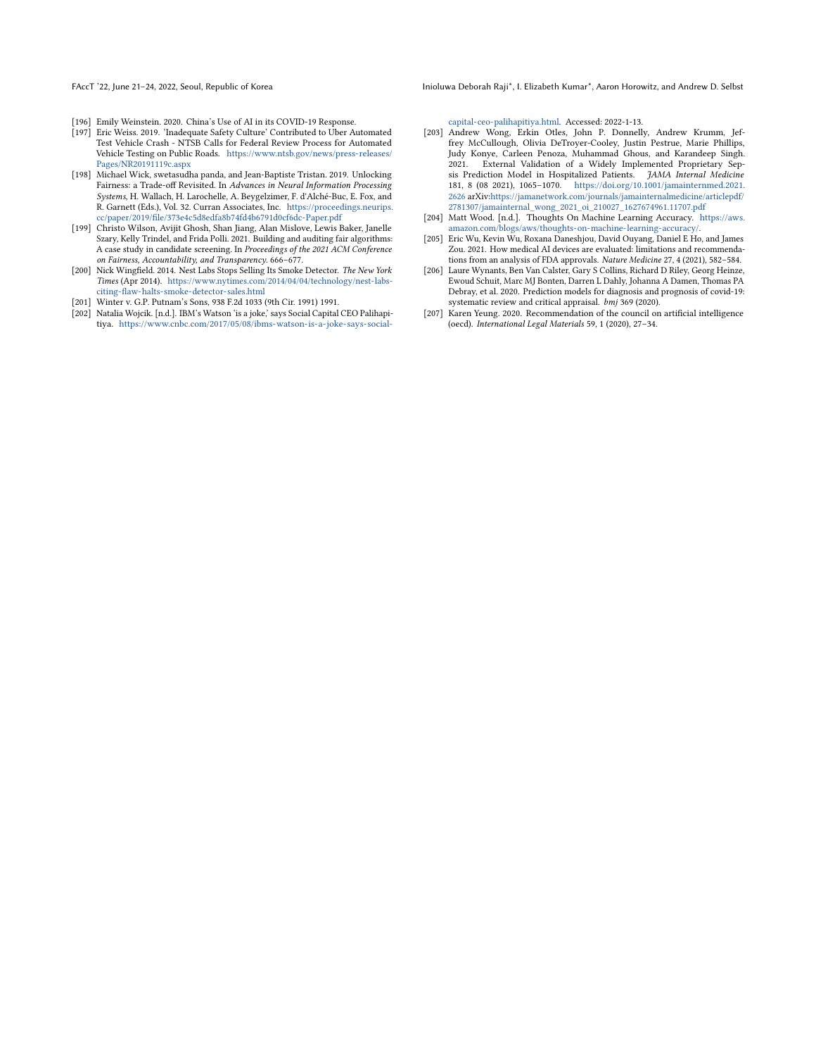[196] Emily Weinstein. 2020. China's Use of AI in its COVID-19 Response.

[197] Eric Weiss. 2019. 'Inadequate Safety Culture' Contributed to Uber Automated Test Vehicle Crash - NTSB Calls for Federal Review Process for Automated Vehicle Testing on Public Roads. https://www.ntsb.gov/news/press-releases/Pages/NR20191119c.aspx

[198] Michael Wick, swetasudha panda, and Jean-Baptiste Tristan. 2019. Unlocking Fairness: a Trade-off Revisited. In *Advances in Neural Information Processing Systems*, H. Wallach, H. Larochelle, A. Beygelzimer, F. d'Alché-Buc, E. Fox, and R. Garnett (Eds.), Vol. 32. Curran Associates, Inc. https://proceedings.neurips.cc/paper/2019/file/373e4c5d8edfa8b74fd4b6791d0cf6dc-Paper.pdf

[199] Christo Wilson, Avijit Ghosh, Shan Jiang, Alan Mislove, Lewis Baker, Janelle Szary, Kelly Trindel, and Frida Polli. 2021. Building and auditing fair algorithms: A case study in candidate screening. In *Proceedings of the 2021 ACM Conference on Fairness, Accountability, and Transparency*. 666–677.

[200] Nick Wingfield. 2014. Nest Labs Stops Selling Its Smoke Detector. *The New York Times* (Apr 2014). https://www.nytimes.com/2014/04/04/technology/nest-labs-citing-flaw-halts-smoke-detector-sales.html

[201] Winter v. G.P. Putnam's Sons, 938 F.2d 1033 (9th Cir. 1991) 1991.

[202] Natalia Wojcik. [n.d.]. IBM's Watson 'is a joke,' says Social Capital CEO Palihapitiya. https://www.cnbc.com/2017/05/08/ibms-watson-is-a-joke-says-social-capital-ceo-palihapitiya.html. Accessed: 2022-1-13.

[203] Andrew Wong, Erkin Otles, John P. Donnelly, Andrew Krumm, Jeffrey McCullough, Olivia DeTroyer-Cooley, Justin Pestrue, Marie Phillips, Judy Konye, Carleen Penoza, Muhammad Ghous, and Karandeep Singh. 2021. External Validation of a Widely Implemented Proprietary Sepsis Prediction Model in Hospitalized Patients. *JAMA Internal Medicine* 181, 8 (08 2021), 1065–1070. https://doi.org/10.1001/jamainternmed.2021.2626 arXiv:https://jamanetwork.com/journals/jamainternalmedicine/articlepdf/2781307/jamainternal_wong_2021_oi_210027_1627674961.11707.pdf

[204] Matt Wood. [n.d.]. Thoughts On Machine Learning Accuracy. https://aws.amazon.com/blogs/aws/thoughts-on-machine-learning-accuracy/.

[205] Eric Wu, Kevin Wu, Roxana Daneshjou, David Ouyang, Daniel E Ho, and James Zou. 2021. How medical AI devices are evaluated: limitations and recommendations from an analysis of FDA approvals. *Nature Medicine* 27, 4 (2021), 582–584.

[206] Laure Wynants, Ben Van Calster, Gary S Collins, Richard D Riley, Georg Heinze, Ewoud Schuit, Marc MJ Bonten, Darren L Dahly, Johanna A Damen, Thomas PA Debray, et al. 2020. Prediction models for diagnosis and prognosis of covid-19: systematic review and critical appraisal. *bmj* 369 (2020).

[207] Karen Yeung. 2020. Recommendation of the council on artificial intelligence (oecd). *International Legal Materials* 59, 1 (2020), 27–34.